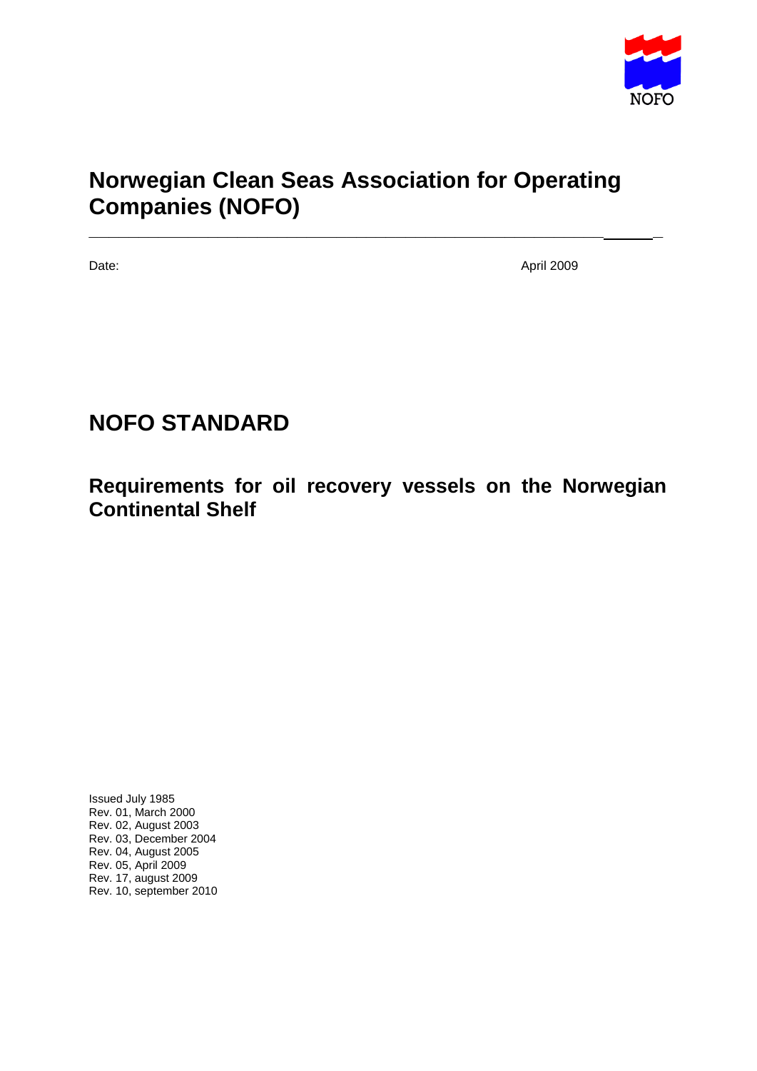NOFO

# Norwegian Clean Seas Association for Operating Companies (NOFO)

Date: April 2009

# NOFO STANDARD

## Requirements for oil recovery vessels on the Norwegian Continental Shelf

Issued July 1985
Rev. 01, March 2000
Rev. 02, August 2003
Rev. 03, December 2004
Rev. 04, August 2005
Rev. 05, April 2009
Rev. 17, august 2009
Rev. 10, september 2010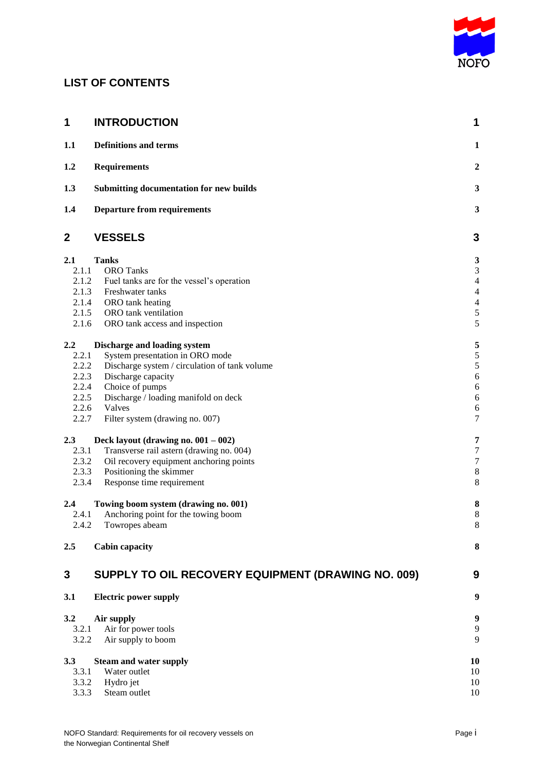## LIST OF CONTENTS

| | | |
|---|---|---|
| **1** | **INTRODUCTION** | **1** |
| **1.1** | **Definitions and terms** | **1** |
| **1.2** | **Requirements** | **2** |
| **1.3** | **Submitting documentation for new builds** | **3** |
| **1.4** | **Departure from requirements** | **3** |
| **2** | **VESSELS** | **3** |
| **2.1** | **Tanks** | **3** |
| 2.1.1 | ORO Tanks | 3 |
| 2.1.2 | Fuel tanks are for the vessel's operation | 4 |
| 2.1.3 | Freshwater tanks | 4 |
| 2.1.4 | ORO tank heating | 4 |
| 2.1.5 | ORO tank ventilation | 5 |
| 2.1.6 | ORO tank access and inspection | 5 |
| **2.2** | **Discharge and loading system** | **5** |
| 2.2.1 | System presentation in ORO mode | 5 |
| 2.2.2 | Discharge system / circulation of tank volume | 5 |
| 2.2.3 | Discharge capacity | 6 |
| 2.2.4 | Choice of pumps | 6 |
| 2.2.5 | Discharge / loading manifold on deck | 6 |
| 2.2.6 | Valves | 6 |
| 2.2.7 | Filter system (drawing no. 007) | 7 |
| **2.3** | **Deck layout (drawing no. 001 – 002)** | **7** |
| 2.3.1 | Transverse rail astern (drawing no. 004) | 7 |
| 2.3.2 | Oil recovery equipment anchoring points | 7 |
| 2.3.3 | Positioning the skimmer | 8 |
| 2.3.4 | Response time requirement | 8 |
| **2.4** | **Towing boom system (drawing no. 001)** | **8** |
| 2.4.1 | Anchoring point for the towing boom | 8 |
| 2.4.2 | Towropes abeam | 8 |
| **2.5** | **Cabin capacity** | **8** |
| **3** | **SUPPLY TO OIL RECOVERY EQUIPMENT (DRAWING NO. 009)** | **9** |
| **3.1** | **Electric power supply** | **9** |
| **3.2** | **Air supply** | **9** |
| 3.2.1 | Air for power tools | 9 |
| 3.2.2 | Air supply to boom | 9 |
| **3.3** | **Steam and water supply** | **10** |
| 3.3.1 | Water outlet | 10 |
| 3.3.2 | Hydro jet | 10 |
| 3.3.3 | Steam outlet | 10 |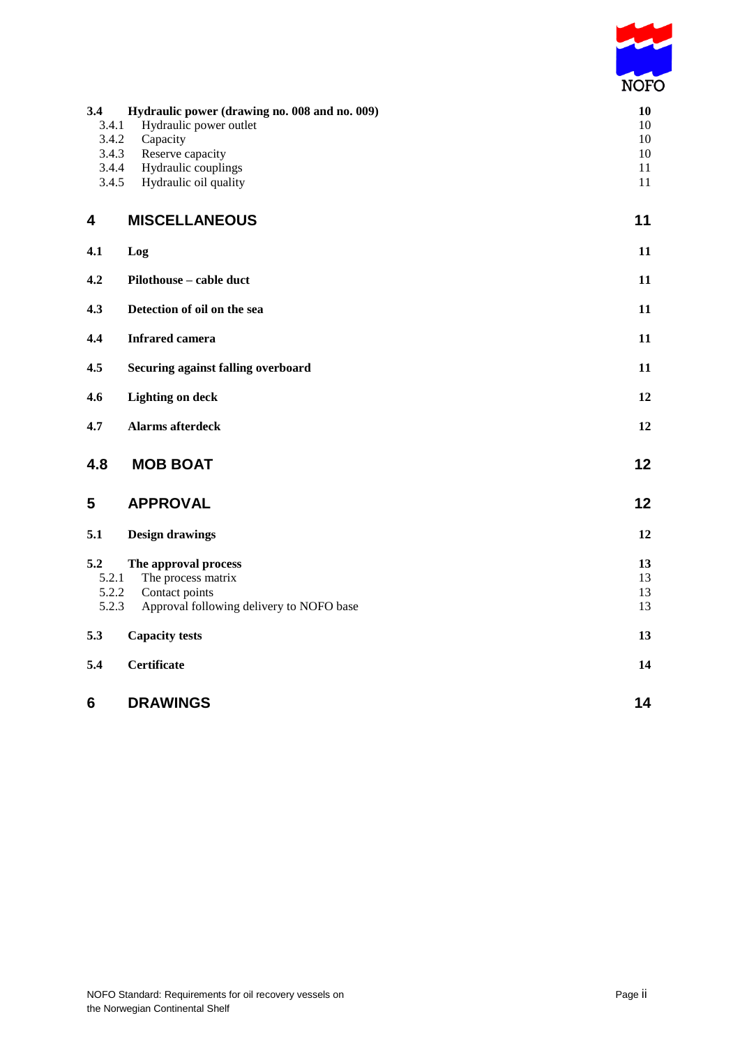| | | |
|---|---|---|
| **3.4** | **Hydraulic power (drawing no. 008 and no. 009)** | **10** |
| 3.4.1 | Hydraulic power outlet | 10 |
| 3.4.2 | Capacity | 10 |
| 3.4.3 | Reserve capacity | 10 |
| 3.4.4 | Hydraulic couplings | 11 |
| 3.4.5 | Hydraulic oil quality | 11 |
| **4** | **MISCELLANEOUS** | **11** |
| **4.1** | **Log** | **11** |
| **4.2** | **Pilothouse – cable duct** | **11** |
| **4.3** | **Detection of oil on the sea** | **11** |
| **4.4** | **Infrared camera** | **11** |
| **4.5** | **Securing against falling overboard** | **11** |
| **4.6** | **Lighting on deck** | **12** |
| **4.7** | **Alarms afterdeck** | **12** |
| **4.8** | **MOB BOAT** | **12** |
| **5** | **APPROVAL** | **12** |
| **5.1** | **Design drawings** | **12** |
| **5.2** | **The approval process** | **13** |
| 5.2.1 | The process matrix | 13 |
| 5.2.2 | Contact points | 13 |
| 5.2.3 | Approval following delivery to NOFO base | 13 |
| **5.3** | **Capacity tests** | **13** |
| **5.4** | **Certificate** | **14** |
| **6** | **DRAWINGS** | **14** |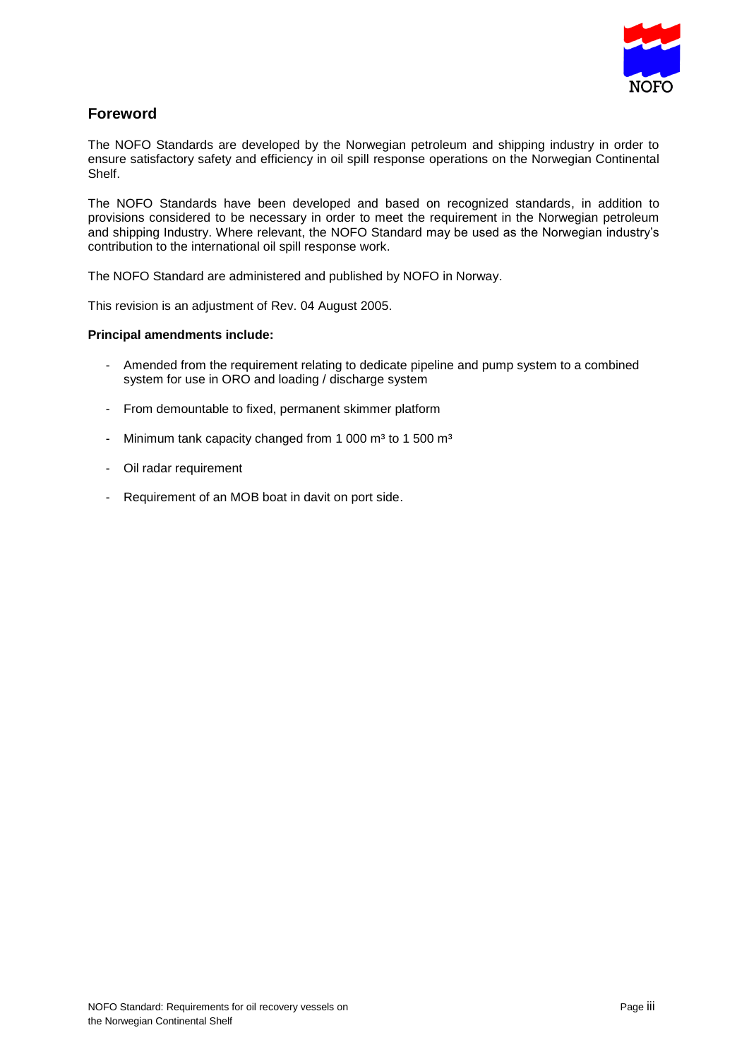## Foreword

The NOFO Standards are developed by the Norwegian petroleum and shipping industry in order to ensure satisfactory safety and efficiency in oil spill response operations on the Norwegian Continental Shelf.

The NOFO Standards have been developed and based on recognized standards, in addition to provisions considered to be necessary in order to meet the requirement in the Norwegian petroleum and shipping Industry. Where relevant, the NOFO Standard may be used as the Norwegian industry's contribution to the international oil spill response work.

The NOFO Standard are administered and published by NOFO in Norway.

This revision is an adjustment of Rev. 04 August 2005.

**Principal amendments include:**

- Amended from the requirement relating to dedicate pipeline and pump system to a combined system for use in ORO and loading / discharge system
- From demountable to fixed, permanent skimmer platform
- Minimum tank capacity changed from 1 000 m³ to 1 500 m³
- Oil radar requirement
- Requirement of an MOB boat in davit on port side.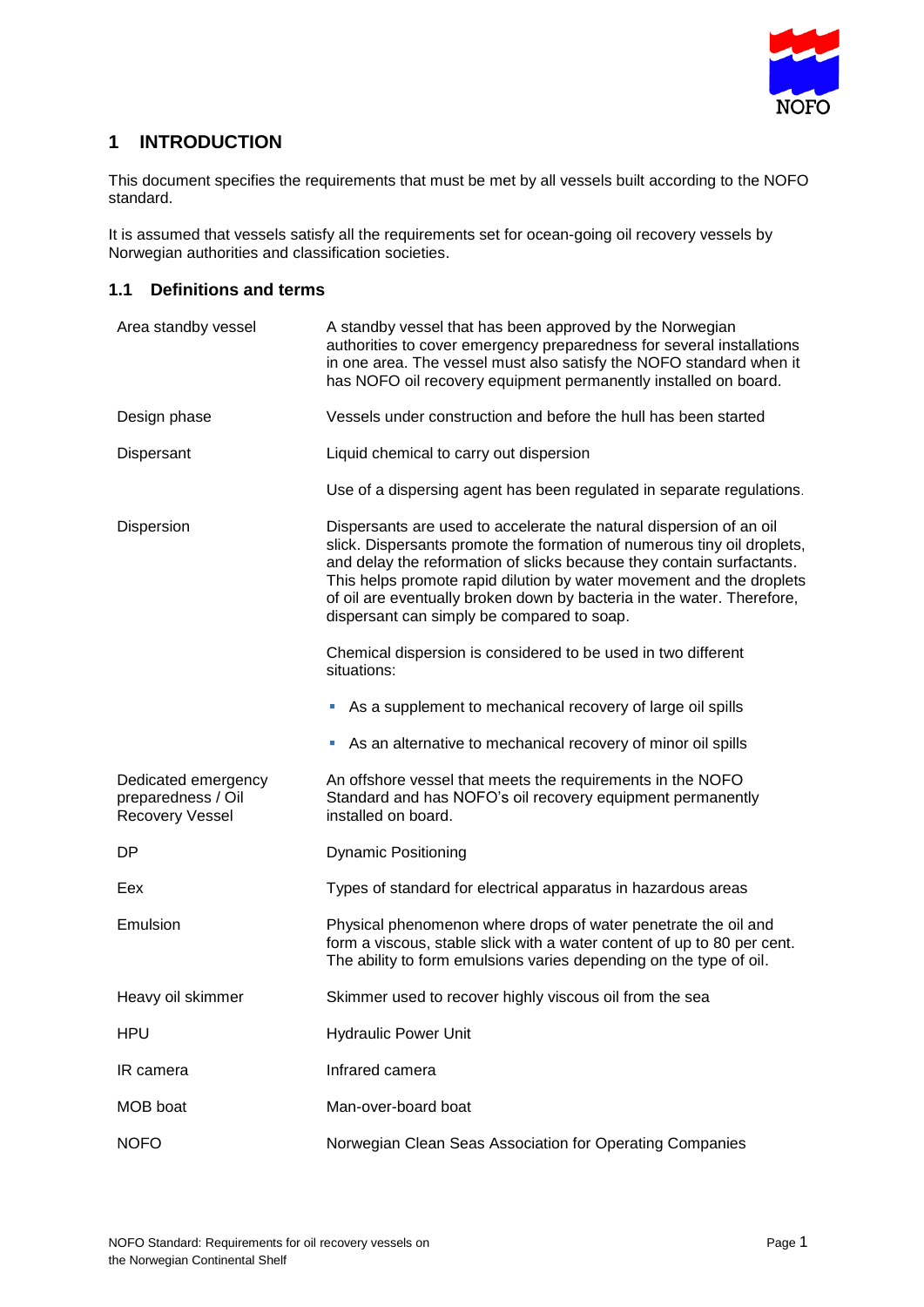# 1 INTRODUCTION

This document specifies the requirements that must be met by all vessels built according to the NOFO standard.

It is assumed that vessels satisfy all the requirements set for ocean-going oil recovery vessels by Norwegian authorities and classification societies.

## 1.1 Definitions and terms

| | |
|---|---|
| Area standby vessel | A standby vessel that has been approved by the Norwegian authorities to cover emergency preparedness for several installations in one area. The vessel must also satisfy the NOFO standard when it has NOFO oil recovery equipment permanently installed on board. |
| Design phase | Vessels under construction and before the hull has been started |
| Dispersant | Liquid chemical to carry out dispersion<br><br>Use of a dispersing agent has been regulated in separate regulations. |
| Dispersion | Dispersants are used to accelerate the natural dispersion of an oil slick. Dispersants promote the formation of numerous tiny oil droplets, and delay the reformation of slicks because they contain surfactants. This helps promote rapid dilution by water movement and the droplets of oil are eventually broken down by bacteria in the water. Therefore, dispersant can simply be compared to soap.<br><br>Chemical dispersion is considered to be used in two different situations:<br><br>▪ As a supplement to mechanical recovery of large oil spills<br><br>▪ As an alternative to mechanical recovery of minor oil spills |
| Dedicated emergency preparedness / Oil Recovery Vessel | An offshore vessel that meets the requirements in the NOFO Standard and has NOFO's oil recovery equipment permanently installed on board. |
| DP | Dynamic Positioning |
| Eex | Types of standard for electrical apparatus in hazardous areas |
| Emulsion | Physical phenomenon where drops of water penetrate the oil and form a viscous, stable slick with a water content of up to 80 per cent. The ability to form emulsions varies depending on the type of oil. |
| Heavy oil skimmer | Skimmer used to recover highly viscous oil from the sea |
| HPU | Hydraulic Power Unit |
| IR camera | Infrared camera |
| MOB boat | Man-over-board boat |
| NOFO | Norwegian Clean Seas Association for Operating Companies |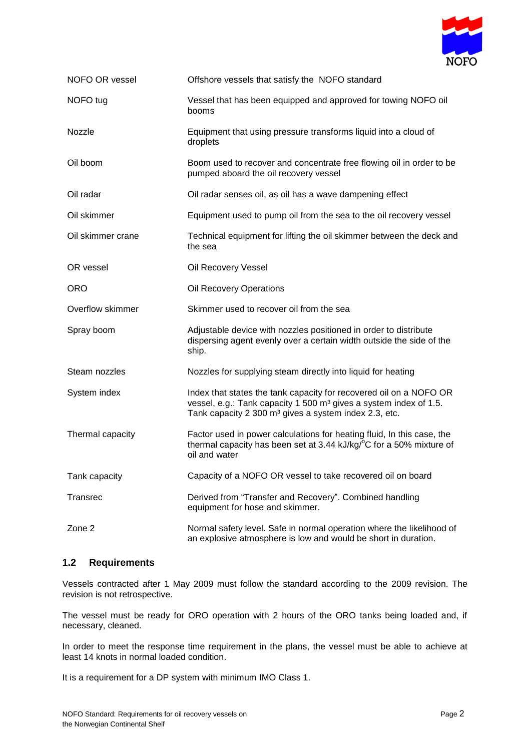| | |
|---|---|
| NOFO OR vessel | Offshore vessels that satisfy the NOFO standard |
| NOFO tug | Vessel that has been equipped and approved for towing NOFO oil booms |
| Nozzle | Equipment that using pressure transforms liquid into a cloud of droplets |
| Oil boom | Boom used to recover and concentrate free flowing oil in order to be pumped aboard the oil recovery vessel |
| Oil radar | Oil radar senses oil, as oil has a wave dampening effect |
| Oil skimmer | Equipment used to pump oil from the sea to the oil recovery vessel |
| Oil skimmer crane | Technical equipment for lifting the oil skimmer between the deck and the sea |
| OR vessel | Oil Recovery Vessel |
| ORO | Oil Recovery Operations |
| Overflow skimmer | Skimmer used to recover oil from the sea |
| Spray boom | Adjustable device with nozzles positioned in order to distribute dispersing agent evenly over a certain width outside the side of the ship. |
| Steam nozzles | Nozzles for supplying steam directly into liquid for heating |
| System index | Index that states the tank capacity for recovered oil on a NOFO OR vessel, e.g.: Tank capacity 1 500 $m^3$ gives a system index of 1.5. Tank capacity 2 300 $m^3$ gives a system index 2.3, etc. |
| Thermal capacity | Factor used in power calculations for heating fluid, In this case, the thermal capacity has been set at 3.44 $kJ/kg/^{o}C$ for a 50% mixture of oil and water |
| Tank capacity | Capacity of a NOFO OR vessel to take recovered oil on board |
| Transrec | Derived from “Transfer and Recovery”. Combined handling equipment for hose and skimmer. |
| Zone 2 | Normal safety level. Safe in normal operation where the likelihood of an explosive atmosphere is low and would be short in duration. |

## 1.2 Requirements

Vessels contracted after 1 May 2009 must follow the standard according to the 2009 revision. The revision is not retrospective.

The vessel must be ready for ORO operation with 2 hours of the ORO tanks being loaded and, if necessary, cleaned.

In order to meet the response time requirement in the plans, the vessel must be able to achieve at least 14 knots in normal loaded condition.

It is a requirement for a DP system with minimum IMO Class 1.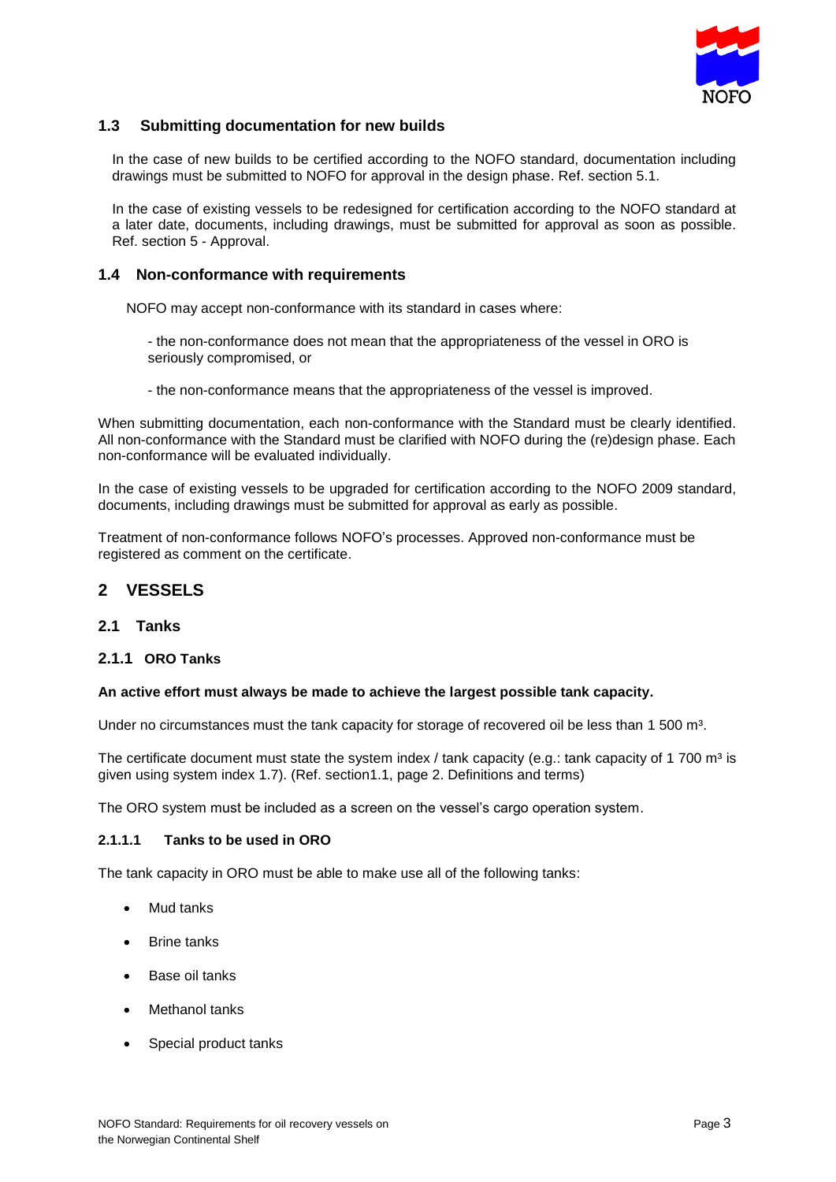## 1.3 Submitting documentation for new builds

In the case of new builds to be certified according to the NOFO standard, documentation including drawings must be submitted to NOFO for approval in the design phase. Ref. section 5.1.

In the case of existing vessels to be redesigned for certification according to the NOFO standard at a later date, documents, including drawings, must be submitted for approval as soon as possible. Ref. section 5 - Approval.

## 1.4 Non-conformance with requirements

NOFO may accept non-conformance with its standard in cases where:

- the non-conformance does not mean that the appropriateness of the vessel in ORO is seriously compromised, or

- the non-conformance means that the appropriateness of the vessel is improved.

When submitting documentation, each non-conformance with the Standard must be clearly identified. All non-conformance with the Standard must be clarified with NOFO during the (re)design phase. Each non-conformance will be evaluated individually.

In the case of existing vessels to be upgraded for certification according to the NOFO 2009 standard, documents, including drawings must be submitted for approval as early as possible.

Treatment of non-conformance follows NOFO's processes. Approved non-conformance must be registered as comment on the certificate.

# 2 VESSELS

## 2.1 Tanks

### 2.1.1 ORO Tanks

**An active effort must always be made to achieve the largest possible tank capacity.**

Under no circumstances must the tank capacity for storage of recovered oil be less than 1 500 m³.

The certificate document must state the system index / tank capacity (e.g.: tank capacity of 1 700 m³ is given using system index 1.7). (Ref. section1.1, page 2. Definitions and terms)

The ORO system must be included as a screen on the vessel's cargo operation system.

#### 2.1.1.1 Tanks to be used in ORO

The tank capacity in ORO must be able to make use all of the following tanks:

- Mud tanks
- Brine tanks
- Base oil tanks
- Methanol tanks
- Special product tanks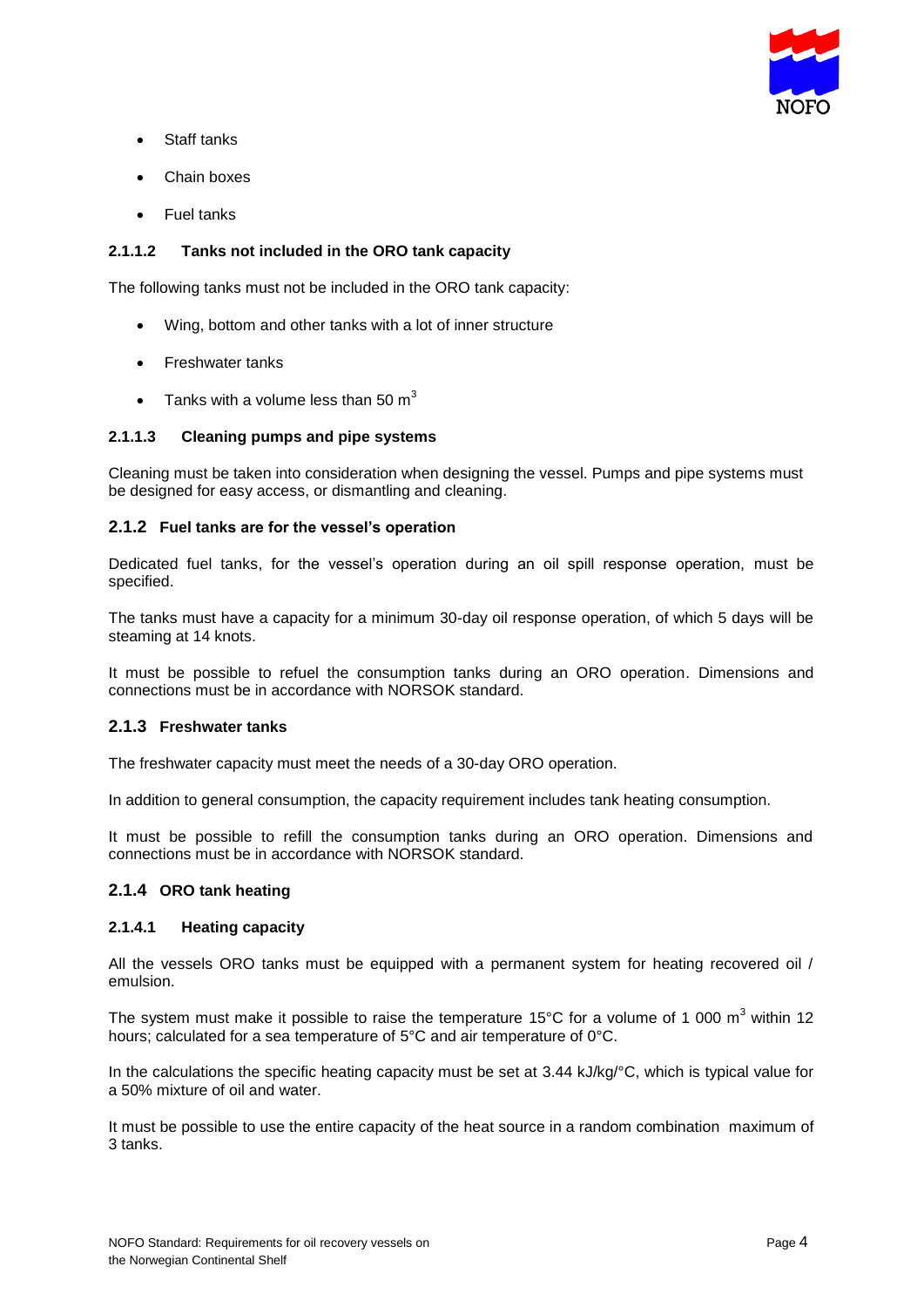- Staff tanks
- Chain boxes
- Fuel tanks

#### 2.1.1.2 Tanks not included in the ORO tank capacity

The following tanks must not be included in the ORO tank capacity:

- Wing, bottom and other tanks with a lot of inner structure
- Freshwater tanks
- Tanks with a volume less than 50 $m^3$

#### 2.1.1.3 Cleaning pumps and pipe systems

Cleaning must be taken into consideration when designing the vessel. Pumps and pipe systems must be designed for easy access, or dismantling and cleaning.

### 2.1.2 Fuel tanks are for the vessel's operation

Dedicated fuel tanks, for the vessel's operation during an oil spill response operation, must be specified.

The tanks must have a capacity for a minimum 30-day oil response operation, of which 5 days will be steaming at 14 knots.

It must be possible to refuel the consumption tanks during an ORO operation. Dimensions and connections must be in accordance with NORSOK standard.

### 2.1.3 Freshwater tanks

The freshwater capacity must meet the needs of a 30-day ORO operation.

In addition to general consumption, the capacity requirement includes tank heating consumption.

It must be possible to refill the consumption tanks during an ORO operation. Dimensions and connections must be in accordance with NORSOK standard.

### 2.1.4 ORO tank heating

#### 2.1.4.1 Heating capacity

All the vessels ORO tanks must be equipped with a permanent system for heating recovered oil / emulsion.

The system must make it possible to raise the temperature 15°C for a volume of 1 000 $m^3$ within 12 hours; calculated for a sea temperature of 5°C and air temperature of 0°C.

In the calculations the specific heating capacity must be set at 3.44 kJ/kg/°C, which is typical value for a 50% mixture of oil and water.

It must be possible to use the entire capacity of the heat source in a random combination maximum of 3 tanks.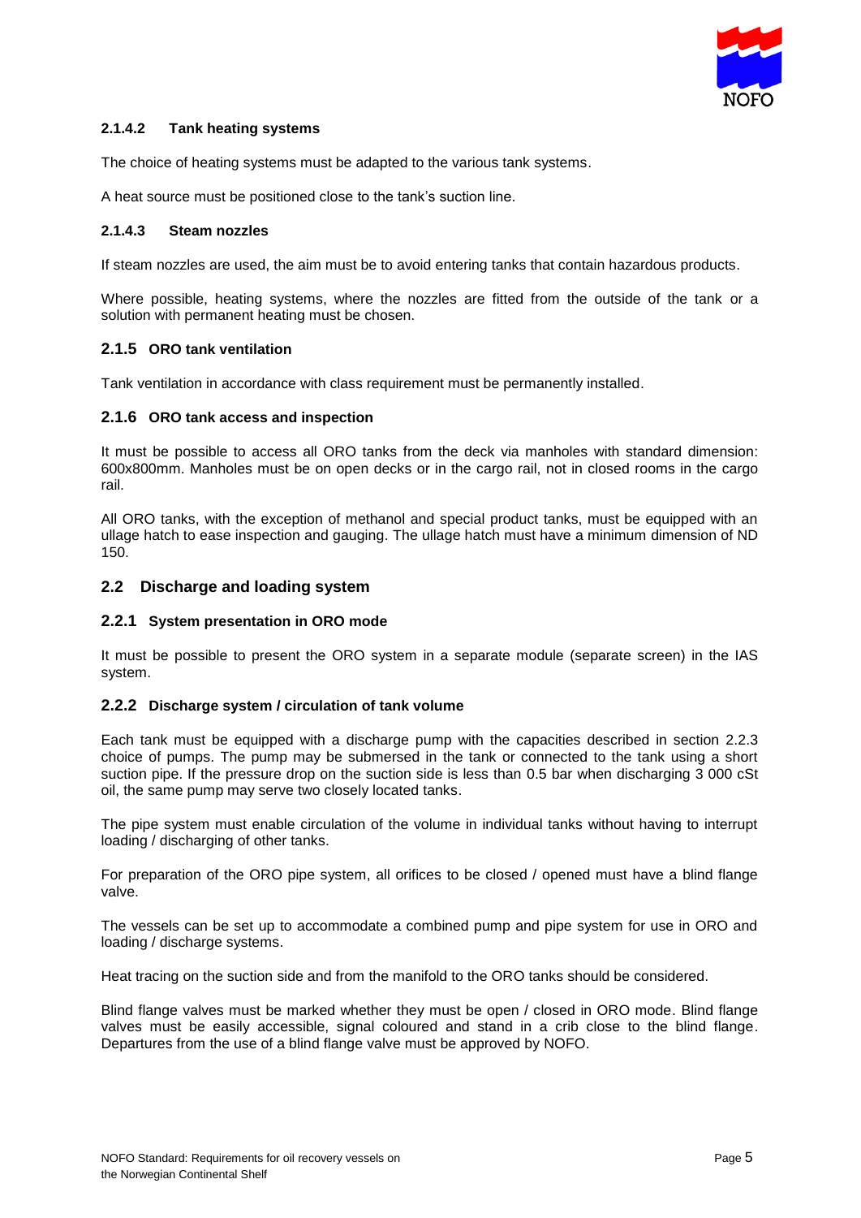#### 2.1.4.2 Tank heating systems

The choice of heating systems must be adapted to the various tank systems.

A heat source must be positioned close to the tank's suction line.

#### 2.1.4.3 Steam nozzles

If steam nozzles are used, the aim must be to avoid entering tanks that contain hazardous products.

Where possible, heating systems, where the nozzles are fitted from the outside of the tank or a solution with permanent heating must be chosen.

### 2.1.5 ORO tank ventilation

Tank ventilation in accordance with class requirement must be permanently installed.

### 2.1.6 ORO tank access and inspection

It must be possible to access all ORO tanks from the deck via manholes with standard dimension: 600x800mm. Manholes must be on open decks or in the cargo rail, not in closed rooms in the cargo rail.

All ORO tanks, with the exception of methanol and special product tanks, must be equipped with an ullage hatch to ease inspection and gauging. The ullage hatch must have a minimum dimension of ND 150.

## 2.2 Discharge and loading system

### 2.2.1 System presentation in ORO mode

It must be possible to present the ORO system in a separate module (separate screen) in the IAS system.

### 2.2.2 Discharge system / circulation of tank volume

Each tank must be equipped with a discharge pump with the capacities described in section 2.2.3 choice of pumps. The pump may be submersed in the tank or connected to the tank using a short suction pipe. If the pressure drop on the suction side is less than 0.5 bar when discharging 3 000 cSt oil, the same pump may serve two closely located tanks.

The pipe system must enable circulation of the volume in individual tanks without having to interrupt loading / discharging of other tanks.

For preparation of the ORO pipe system, all orifices to be closed / opened must have a blind flange valve.

The vessels can be set up to accommodate a combined pump and pipe system for use in ORO and loading / discharge systems.

Heat tracing on the suction side and from the manifold to the ORO tanks should be considered.

Blind flange valves must be marked whether they must be open / closed in ORO mode. Blind flange valves must be easily accessible, signal coloured and stand in a crib close to the blind flange. Departures from the use of a blind flange valve must be approved by NOFO.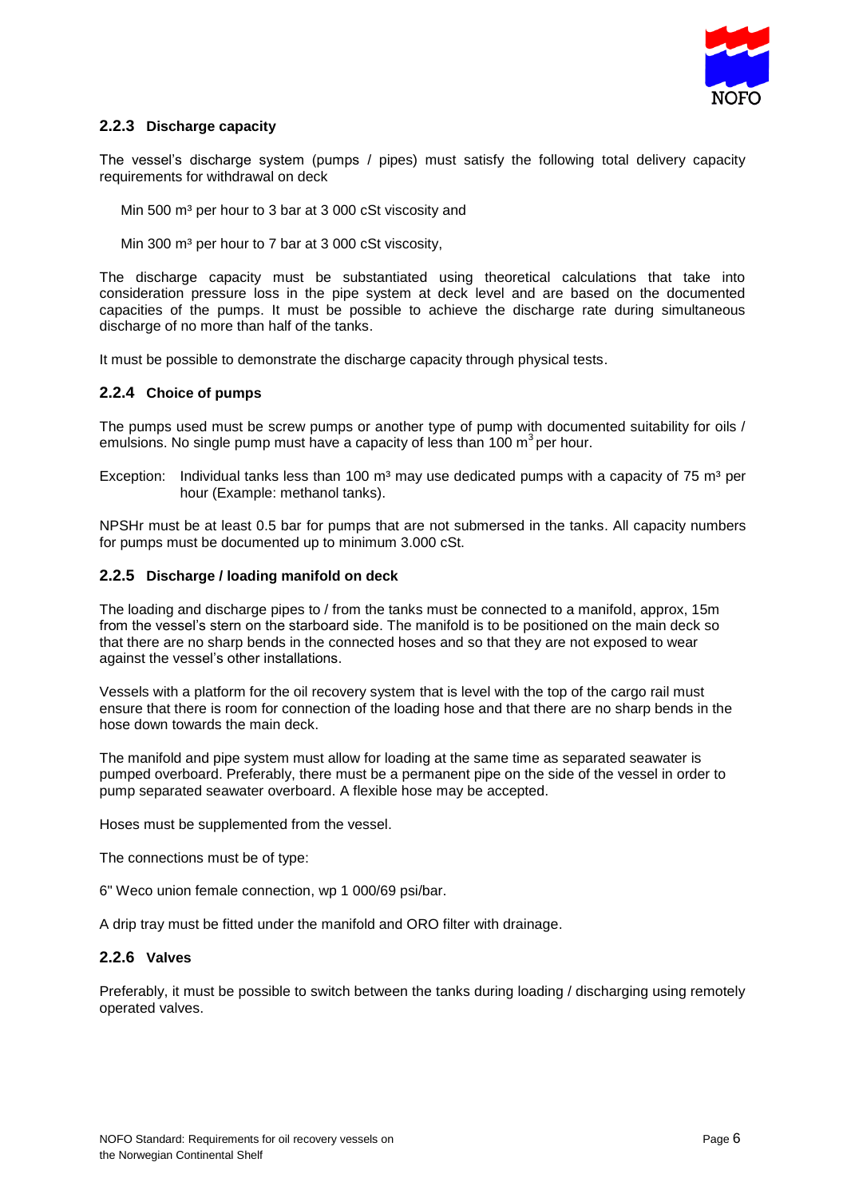### 2.2.3 Discharge capacity

The vessel's discharge system (pumps / pipes) must satisfy the following total delivery capacity requirements for withdrawal on deck

Min 500 m³ per hour to 3 bar at 3 000 cSt viscosity and

Min 300 m³ per hour to 7 bar at 3 000 cSt viscosity,

The discharge capacity must be substantiated using theoretical calculations that take into consideration pressure loss in the pipe system at deck level and are based on the documented capacities of the pumps. It must be possible to achieve the discharge rate during simultaneous discharge of no more than half of the tanks.

It must be possible to demonstrate the discharge capacity through physical tests.

### 2.2.4 Choice of pumps

The pumps used must be screw pumps or another type of pump with documented suitability for oils / emulsions. No single pump must have a capacity of less than 100 m³ per hour.

Exception: Individual tanks less than 100 m³ may use dedicated pumps with a capacity of 75 m³ per hour (Example: methanol tanks).

NPSHr must be at least 0.5 bar for pumps that are not submersed in the tanks. All capacity numbers for pumps must be documented up to minimum 3.000 cSt.

### 2.2.5 Discharge / loading manifold on deck

The loading and discharge pipes to / from the tanks must be connected to a manifold, approx, 15m from the vessel's stern on the starboard side. The manifold is to be positioned on the main deck so that there are no sharp bends in the connected hoses and so that they are not exposed to wear against the vessel's other installations.

Vessels with a platform for the oil recovery system that is level with the top of the cargo rail must ensure that there is room for connection of the loading hose and that there are no sharp bends in the hose down towards the main deck.

The manifold and pipe system must allow for loading at the same time as separated seawater is pumped overboard. Preferably, there must be a permanent pipe on the side of the vessel in order to pump separated seawater overboard. A flexible hose may be accepted.

Hoses must be supplemented from the vessel.

The connections must be of type:

6" Weco union female connection, wp 1 000/69 psi/bar.

A drip tray must be fitted under the manifold and ORO filter with drainage.

### 2.2.6 Valves

Preferably, it must be possible to switch between the tanks during loading / discharging using remotely operated valves.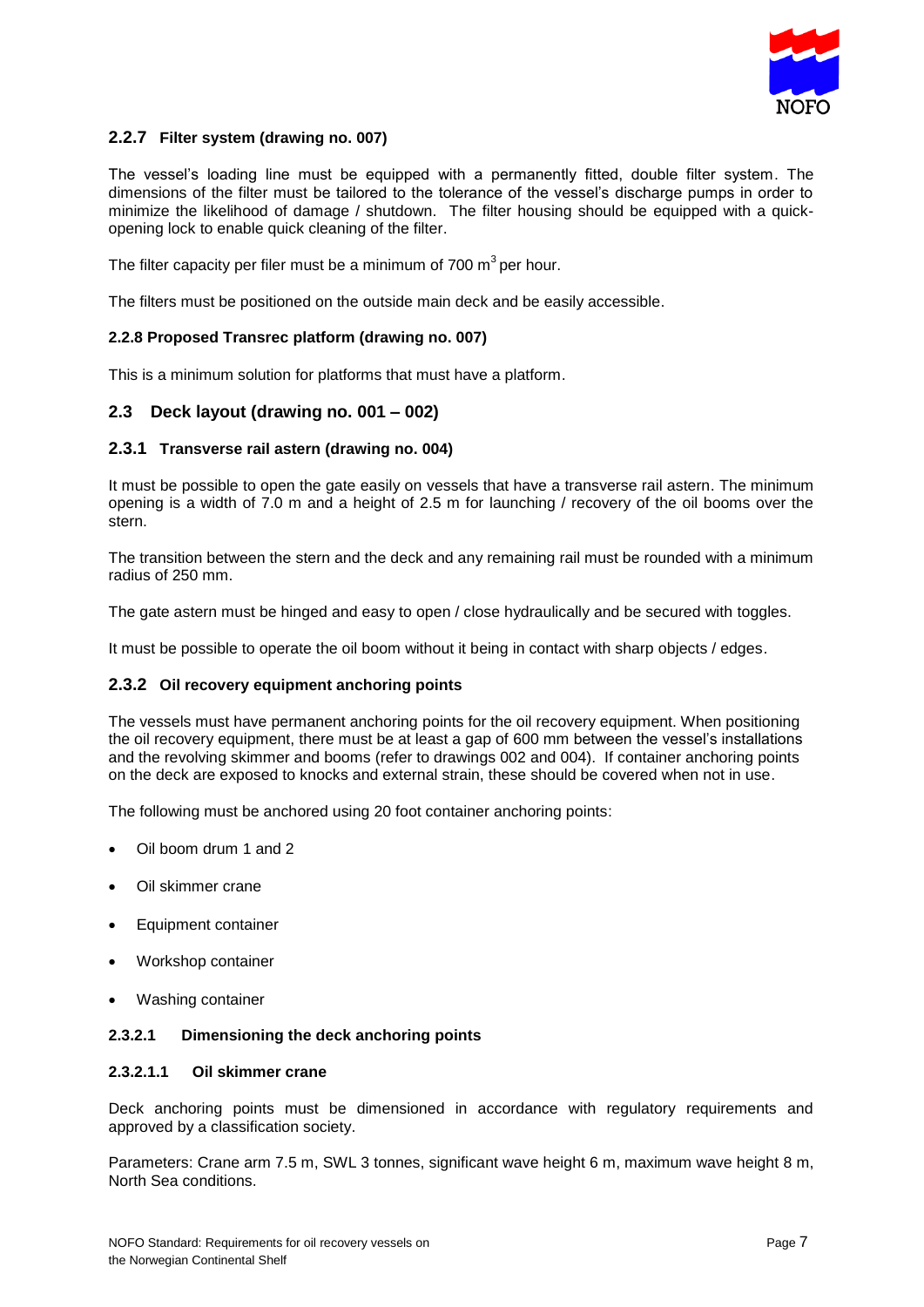### 2.2.7 Filter system (drawing no. 007)

The vessel's loading line must be equipped with a permanently fitted, double filter system. The dimensions of the filter must be tailored to the tolerance of the vessel's discharge pumps in order to minimize the likelihood of damage / shutdown. The filter housing should be equipped with a quick-opening lock to enable quick cleaning of the filter.

The filter capacity per filer must be a minimum of 700 $m^3$ per hour.

The filters must be positioned on the outside main deck and be easily accessible.

### 2.2.8 Proposed Transrec platform (drawing no. 007)

This is a minimum solution for platforms that must have a platform.

## 2.3 Deck layout (drawing no. 001 – 002)

### 2.3.1 Transverse rail astern (drawing no. 004)

It must be possible to open the gate easily on vessels that have a transverse rail astern. The minimum opening is a width of 7.0 m and a height of 2.5 m for launching / recovery of the oil booms over the stern.

The transition between the stern and the deck and any remaining rail must be rounded with a minimum radius of 250 mm.

The gate astern must be hinged and easy to open / close hydraulically and be secured with toggles.

It must be possible to operate the oil boom without it being in contact with sharp objects / edges.

### 2.3.2 Oil recovery equipment anchoring points

The vessels must have permanent anchoring points for the oil recovery equipment. When positioning the oil recovery equipment, there must be at least a gap of 600 mm between the vessel's installations and the revolving skimmer and booms (refer to drawings 002 and 004). If container anchoring points on the deck are exposed to knocks and external strain, these should be covered when not in use.

The following must be anchored using 20 foot container anchoring points:

- Oil boom drum 1 and 2
- Oil skimmer crane
- Equipment container
- Workshop container
- Washing container

#### 2.3.2.1 Dimensioning the deck anchoring points

##### 2.3.2.1.1 Oil skimmer crane

Deck anchoring points must be dimensioned in accordance with regulatory requirements and approved by a classification society.

Parameters: Crane arm 7.5 m, SWL 3 tonnes, significant wave height 6 m, maximum wave height 8 m, North Sea conditions.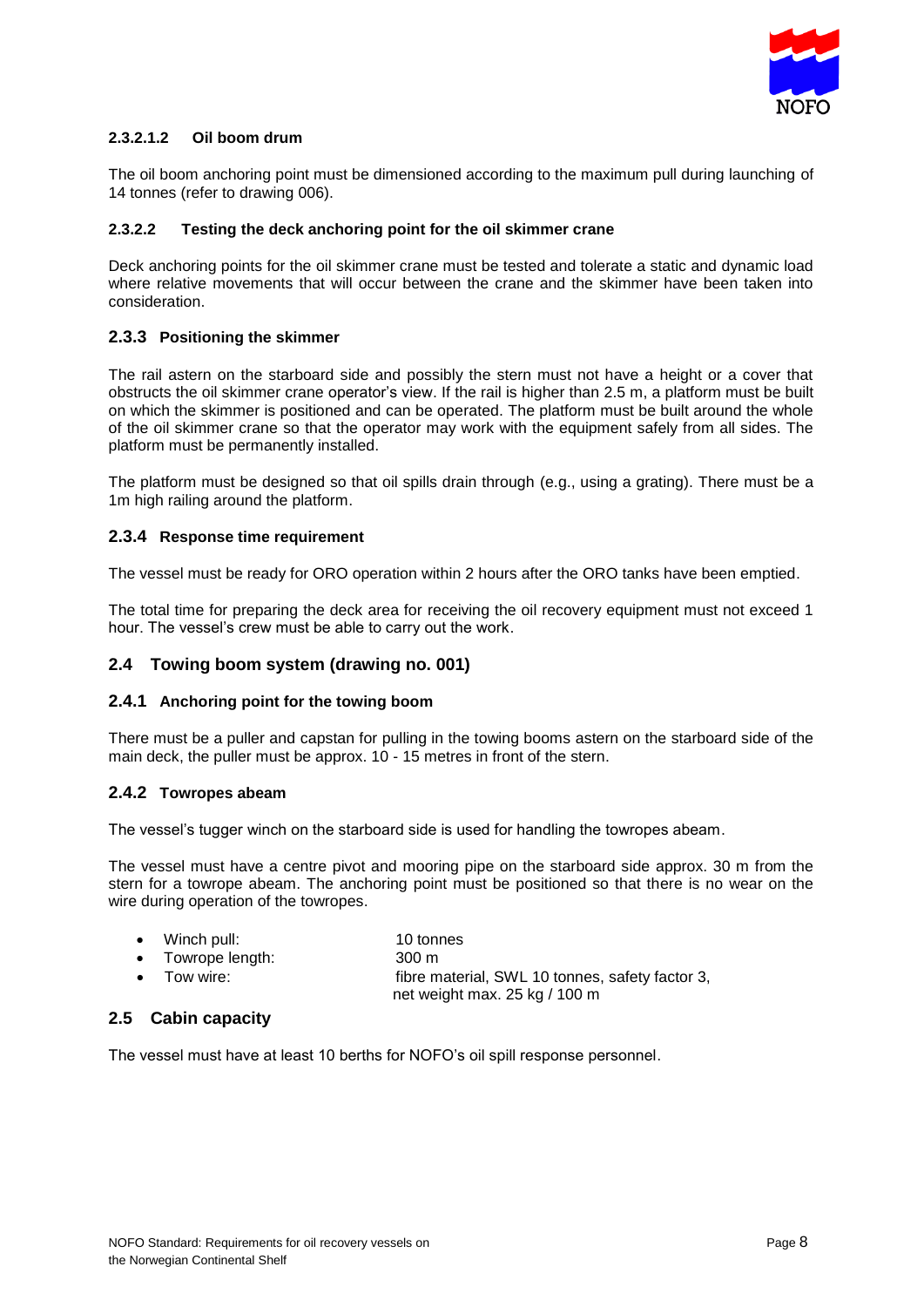#### 2.3.2.1.2 Oil boom drum

The oil boom anchoring point must be dimensioned according to the maximum pull during launching of 14 tonnes (refer to drawing 006).

#### 2.3.2.2 Testing the deck anchoring point for the oil skimmer crane

Deck anchoring points for the oil skimmer crane must be tested and tolerate a static and dynamic load where relative movements that will occur between the crane and the skimmer have been taken into consideration.

### 2.3.3 Positioning the skimmer

The rail astern on the starboard side and possibly the stern must not have a height or a cover that obstructs the oil skimmer crane operator's view. If the rail is higher than 2.5 m, a platform must be built on which the skimmer is positioned and can be operated. The platform must be built around the whole of the oil skimmer crane so that the operator may work with the equipment safely from all sides. The platform must be permanently installed.

The platform must be designed so that oil spills drain through (e.g., using a grating). There must be a 1m high railing around the platform.

### 2.3.4 Response time requirement

The vessel must be ready for ORO operation within 2 hours after the ORO tanks have been emptied.

The total time for preparing the deck area for receiving the oil recovery equipment must not exceed 1 hour. The vessel's crew must be able to carry out the work.

## 2.4 Towing boom system (drawing no. 001)

### 2.4.1 Anchoring point for the towing boom

There must be a puller and capstan for pulling in the towing booms astern on the starboard side of the main deck, the puller must be approx. 10 - 15 metres in front of the stern.

### 2.4.2 Towropes abeam

The vessel's tugger winch on the starboard side is used for handling the towropes abeam.

The vessel must have a centre pivot and mooring pipe on the starboard side approx. 30 m from the stern for a towrope abeam. The anchoring point must be positioned so that there is no wear on the wire during operation of the towropes.

- Winch pull: 10 tonnes
- Towrope length: 300 m
- Tow wire: fibre material, SWL 10 tonnes, safety factor 3, net weight max. 25 kg / 100 m

## 2.5 Cabin capacity

The vessel must have at least 10 berths for NOFO's oil spill response personnel.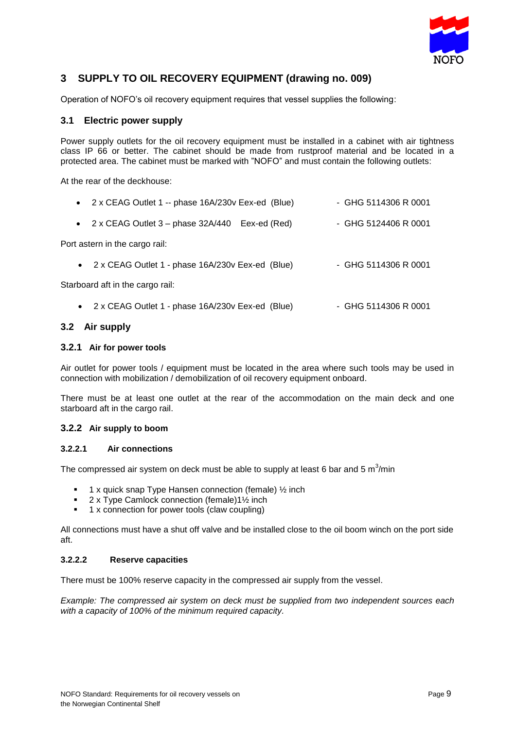## 3 SUPPLY TO OIL RECOVERY EQUIPMENT (drawing no. 009)

Operation of NOFO's oil recovery equipment requires that vessel supplies the following:

### 3.1 Electric power supply

Power supply outlets for the oil recovery equipment must be installed in a cabinet with air tightness class IP 66 or better. The cabinet should be made from rustproof material and be located in a protected area. The cabinet must be marked with "NOFO" and must contain the following outlets:

At the rear of the deckhouse:

- 2 x CEAG Outlet 1 -- phase 16A/230v Eex-ed (Blue) - GHG 5114306 R 0001
- 2 x CEAG Outlet 3 – phase 32A/440 Eex-ed (Red) - GHG 5124406 R 0001

Port astern in the cargo rail:

- 2 x CEAG Outlet 1 - phase 16A/230v Eex-ed (Blue) - GHG 5114306 R 0001

Starboard aft in the cargo rail:

- 2 x CEAG Outlet 1 - phase 16A/230v Eex-ed (Blue) - GHG 5114306 R 0001

### 3.2 Air supply

#### 3.2.1 Air for power tools

Air outlet for power tools / equipment must be located in the area where such tools may be used in connection with mobilization / demobilization of oil recovery equipment onboard.

There must be at least one outlet at the rear of the accommodation on the main deck and one starboard aft in the cargo rail.

#### 3.2.2 Air supply to boom

##### 3.2.2.1 Air connections

The compressed air system on deck must be able to supply at least 6 bar and 5 $m^3$/min

- 1 x quick snap Type Hansen connection (female) ½ inch
- 2 x Type Camlock connection (female)1½ inch
- 1 x connection for power tools (claw coupling)

All connections must have a shut off valve and be installed close to the oil boom winch on the port side aft.

##### 3.2.2.2 Reserve capacities

There must be 100% reserve capacity in the compressed air supply from the vessel.

*Example: The compressed air system on deck must be supplied from two independent sources each with a capacity of 100% of the minimum required capacity.*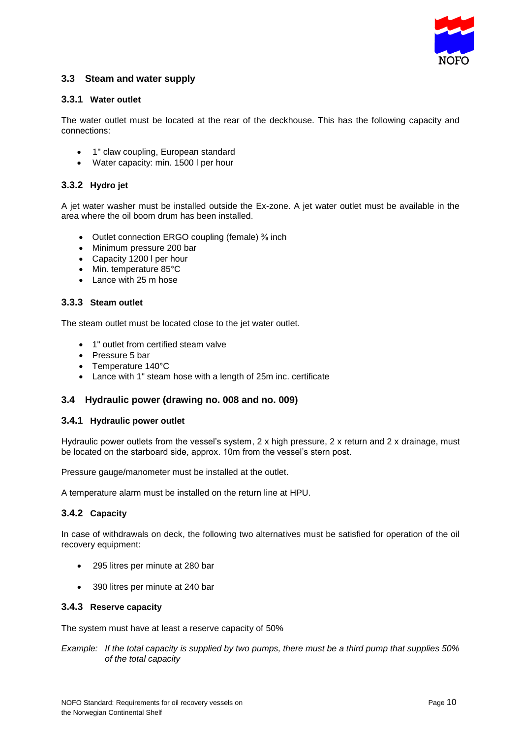## 3.3 Steam and water supply

### 3.3.1 Water outlet

The water outlet must be located at the rear of the deckhouse. This has the following capacity and connections:

- 1" claw coupling, European standard
- Water capacity: min. 1500 l per hour

### 3.3.2 Hydro jet

A jet water washer must be installed outside the Ex-zone. A jet water outlet must be available in the area where the oil boom drum has been installed.

- Outlet connection ERGO coupling (female) ⅜ inch
- Minimum pressure 200 bar
- Capacity 1200 l per hour
- Min. temperature 85°C
- Lance with 25 m hose

### 3.3.3 Steam outlet

The steam outlet must be located close to the jet water outlet.

- 1" outlet from certified steam valve
- Pressure 5 bar
- Temperature 140°C
- Lance with 1" steam hose with a length of 25m inc. certificate

## 3.4 Hydraulic power (drawing no. 008 and no. 009)

### 3.4.1 Hydraulic power outlet

Hydraulic power outlets from the vessel's system, 2 x high pressure, 2 x return and 2 x drainage, must be located on the starboard side, approx. 10m from the vessel's stern post.

Pressure gauge/manometer must be installed at the outlet.

A temperature alarm must be installed on the return line at HPU.

### 3.4.2 Capacity

In case of withdrawals on deck, the following two alternatives must be satisfied for operation of the oil recovery equipment:

- 295 litres per minute at 280 bar
- 390 litres per minute at 240 bar

### 3.4.3 Reserve capacity

The system must have at least a reserve capacity of 50%

*Example: If the total capacity is supplied by two pumps, there must be a third pump that supplies 50% of the total capacity*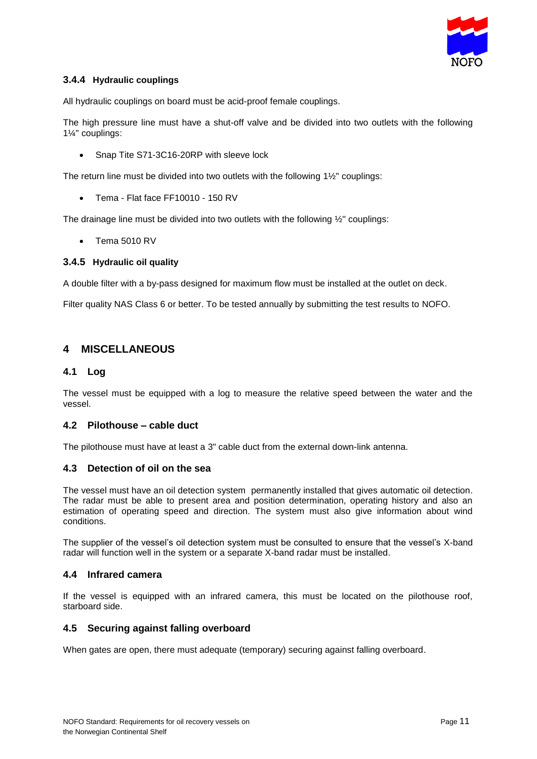### 3.4.4 Hydraulic couplings

All hydraulic couplings on board must be acid-proof female couplings.

The high pressure line must have a shut-off valve and be divided into two outlets with the following 1¼" couplings:

- Snap Tite S71-3C16-20RP with sleeve lock

The return line must be divided into two outlets with the following 1½" couplings:

- Tema - Flat face FF10010 - 150 RV

The drainage line must be divided into two outlets with the following ½" couplings:

- Tema 5010 RV

### 3.4.5 Hydraulic oil quality

A double filter with a by-pass designed for maximum flow must be installed at the outlet on deck.

Filter quality NAS Class 6 or better. To be tested annually by submitting the test results to NOFO.

# 4 MISCELLANEOUS

## 4.1 Log

The vessel must be equipped with a log to measure the relative speed between the water and the vessel.

## 4.2 Pilothouse – cable duct

The pilothouse must have at least a 3" cable duct from the external down-link antenna.

## 4.3 Detection of oil on the sea

The vessel must have an oil detection system permanently installed that gives automatic oil detection. The radar must be able to present area and position determination, operating history and also an estimation of operating speed and direction. The system must also give information about wind conditions.

The supplier of the vessel's oil detection system must be consulted to ensure that the vessel's X-band radar will function well in the system or a separate X-band radar must be installed.

## 4.4 Infrared camera

If the vessel is equipped with an infrared camera, this must be located on the pilothouse roof, starboard side.

## 4.5 Securing against falling overboard

When gates are open, there must adequate (temporary) securing against falling overboard.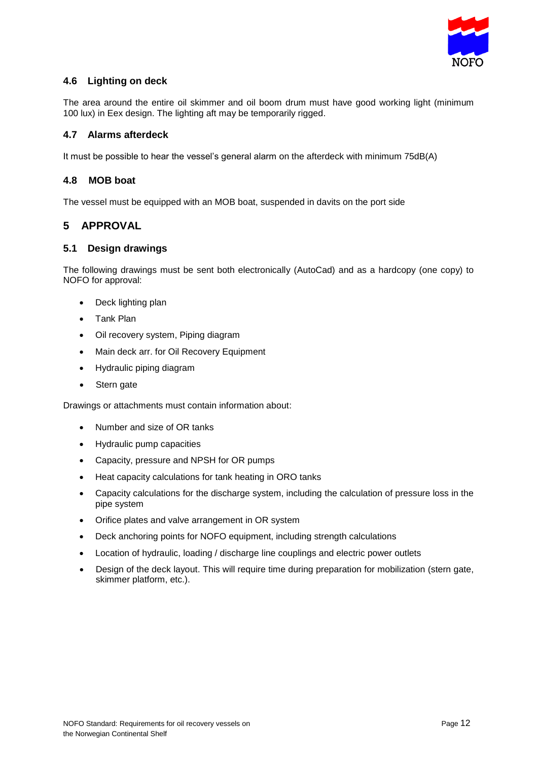### 4.6 Lighting on deck

The area around the entire oil skimmer and oil boom drum must have good working light (minimum 100 lux) in Eex design. The lighting aft may be temporarily rigged.

### 4.7 Alarms afterdeck

It must be possible to hear the vessel's general alarm on the afterdeck with minimum 75dB(A)

### 4.8 MOB boat

The vessel must be equipped with an MOB boat, suspended in davits on the port side

## 5 APPROVAL

### 5.1 Design drawings

The following drawings must be sent both electronically (AutoCad) and as a hardcopy (one copy) to NOFO for approval:

- Deck lighting plan
- Tank Plan
- Oil recovery system, Piping diagram
- Main deck arr. for Oil Recovery Equipment
- Hydraulic piping diagram
- Stern gate

Drawings or attachments must contain information about:

- Number and size of OR tanks
- Hydraulic pump capacities
- Capacity, pressure and NPSH for OR pumps
- Heat capacity calculations for tank heating in ORO tanks
- Capacity calculations for the discharge system, including the calculation of pressure loss in the pipe system
- Orifice plates and valve arrangement in OR system
- Deck anchoring points for NOFO equipment, including strength calculations
- Location of hydraulic, loading / discharge line couplings and electric power outlets
- Design of the deck layout. This will require time during preparation for mobilization (stern gate, skimmer platform, etc.).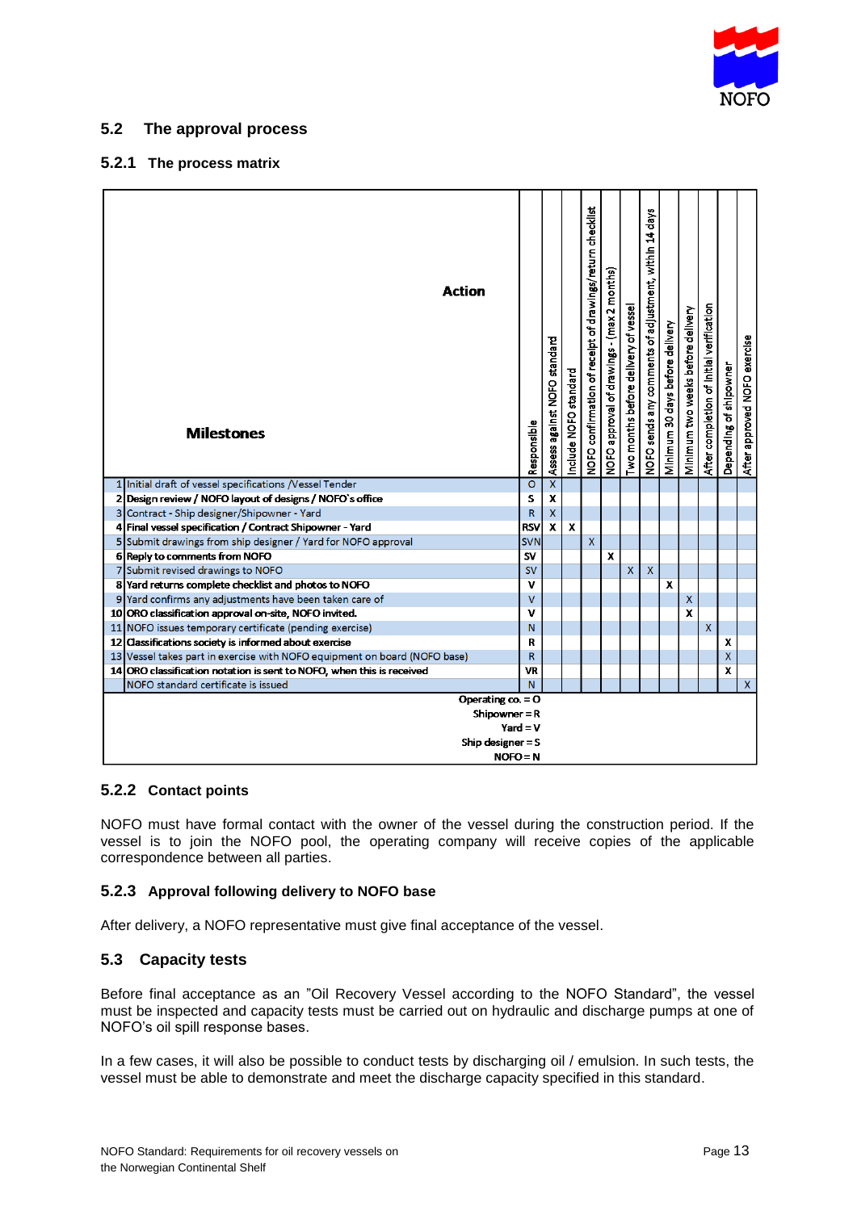## 5.2 The approval process

### 5.2.1 The process matrix

| | Milestones / Action | Responsible | Assess against NOFO standard | Include NOFO standard | NOFO confirmation of receipt of drawings/return checklist | NOFO approval of drawings - (max 2 months) | Two months before delivery of vessel | NOFO sends any comments of adjustment, within 14 days | Minimum 30 days before delivery | Minimum two weeks before delivery | After completion of initial verification | Depending of shipowner | After approved NOFO exercise |
|---|---|---|---|---|---|---|---|---|---|---|---|---|---|
| 1 | Initial draft of vessel specifications /Vessel Tender | O | X | | | | | | | | | | |
| 2 | **Design review / NOFO layout of designs / NOFO`s office** | **S** | **X** | | | | | | | | | | |
| 3 | Contract - Ship designer/Shipowner - Yard | R | X | | | | | | | | | | |
| 4 | **Final vessel specification / Contract Shipowner - Yard** | **RSV** | **X** | **X** | | | | | | | | | |
| 5 | Submit drawings from ship designer / Yard for NOFO approval | SVN | | | X | | | | | | | | |
| 6 | **Reply to comments from NOFO** | **SV** | | | | **X** | | | | | | | |
| 7 | Submit revised drawings to NOFO | SV | | | | | X | X | | | | | |
| 8 | **Yard returns complete checklist and photos to NOFO** | **V** | | | | | | | **X** | | | | |
| 9 | Yard confirms any adjustments have been taken care of | V | | | | | | | | X | | | |
| 10 | **ORO classification approval on-site, NOFO invited.** | **V** | | | | | | | | **X** | | | |
| 11 | NOFO issues temporary certificate (pending exercise) | N | | | | | | | | | X | | |
| 12 | **Classifications society is informed about exercise** | **R** | | | | | | | | | | **X** | |
| 13 | Vessel takes part in exercise with NOFO equipment on board (NOFO base) | R | | | | | | | | | | X | |
| 14 | **ORO classification notation is sent to NOFO, when this is received** | **VR** | | | | | | | | | | **X** | |
| | NOFO standard certificate is issued | N | | | | | | | | | | | X |

**Operating co. = O**
**Shipowner = R**
**Yard = V**
**Ship designer = S**
**NOFO = N**

### 5.2.2 Contact points

NOFO must have formal contact with the owner of the vessel during the construction period. If the vessel is to join the NOFO pool, the operating company will receive copies of the applicable correspondence between all parties.

### 5.2.3 Approval following delivery to NOFO base

After delivery, a NOFO representative must give final acceptance of the vessel.

## 5.3 Capacity tests

Before final acceptance as an "Oil Recovery Vessel according to the NOFO Standard", the vessel must be inspected and capacity tests must be carried out on hydraulic and discharge pumps at one of NOFO's oil spill response bases.

In a few cases, it will also be possible to conduct tests by discharging oil / emulsion. In such tests, the vessel must be able to demonstrate and meet the discharge capacity specified in this standard.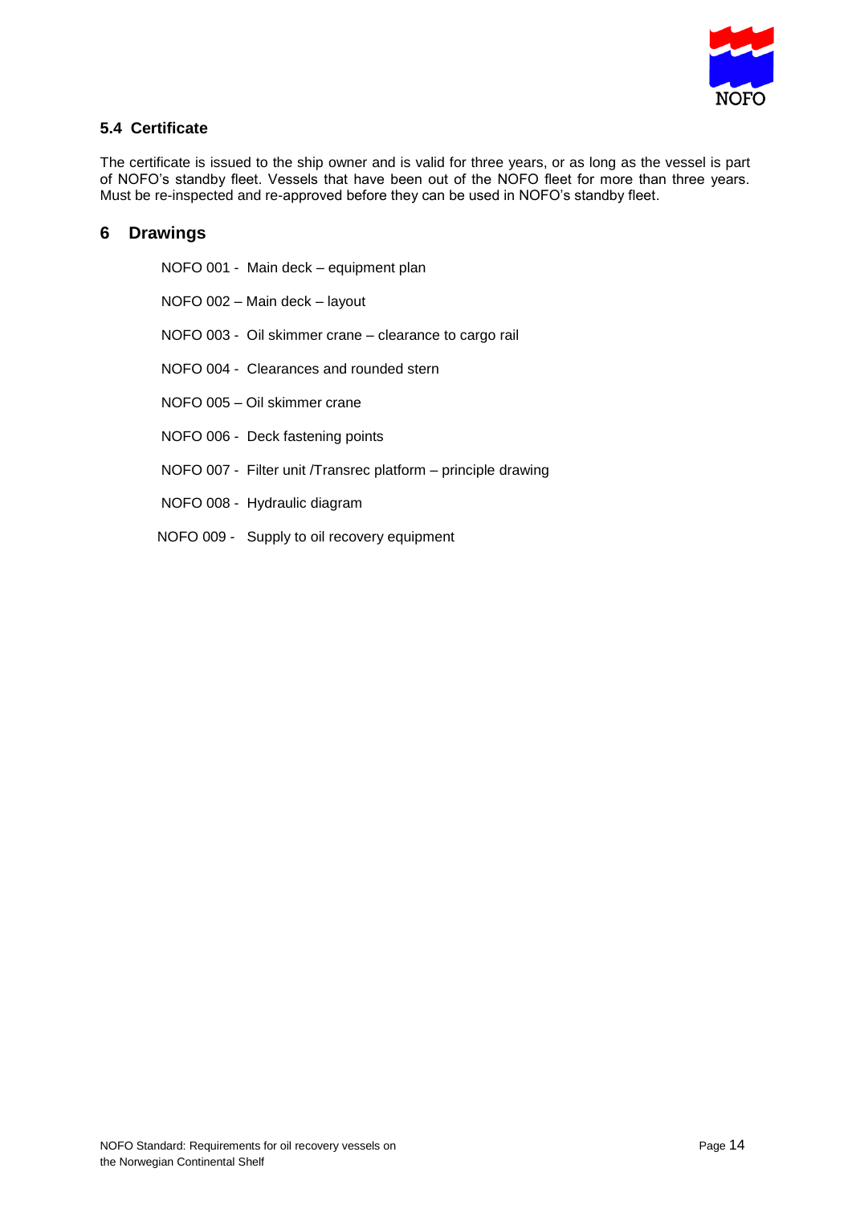### 5.4 Certificate

The certificate is issued to the ship owner and is valid for three years, or as long as the vessel is part of NOFO's standby fleet. Vessels that have been out of the NOFO fleet for more than three years. Must be re-inspected and re-approved before they can be used in NOFO's standby fleet.

## 6 Drawings

NOFO 001 - Main deck – equipment plan

NOFO 002 – Main deck – layout

NOFO 003 - Oil skimmer crane – clearance to cargo rail

NOFO 004 - Clearances and rounded stern

NOFO 005 – Oil skimmer crane

NOFO 006 - Deck fastening points

NOFO 007 - Filter unit /Transrec platform – principle drawing

NOFO 008 - Hydraulic diagram

NOFO 009 - Supply to oil recovery equipment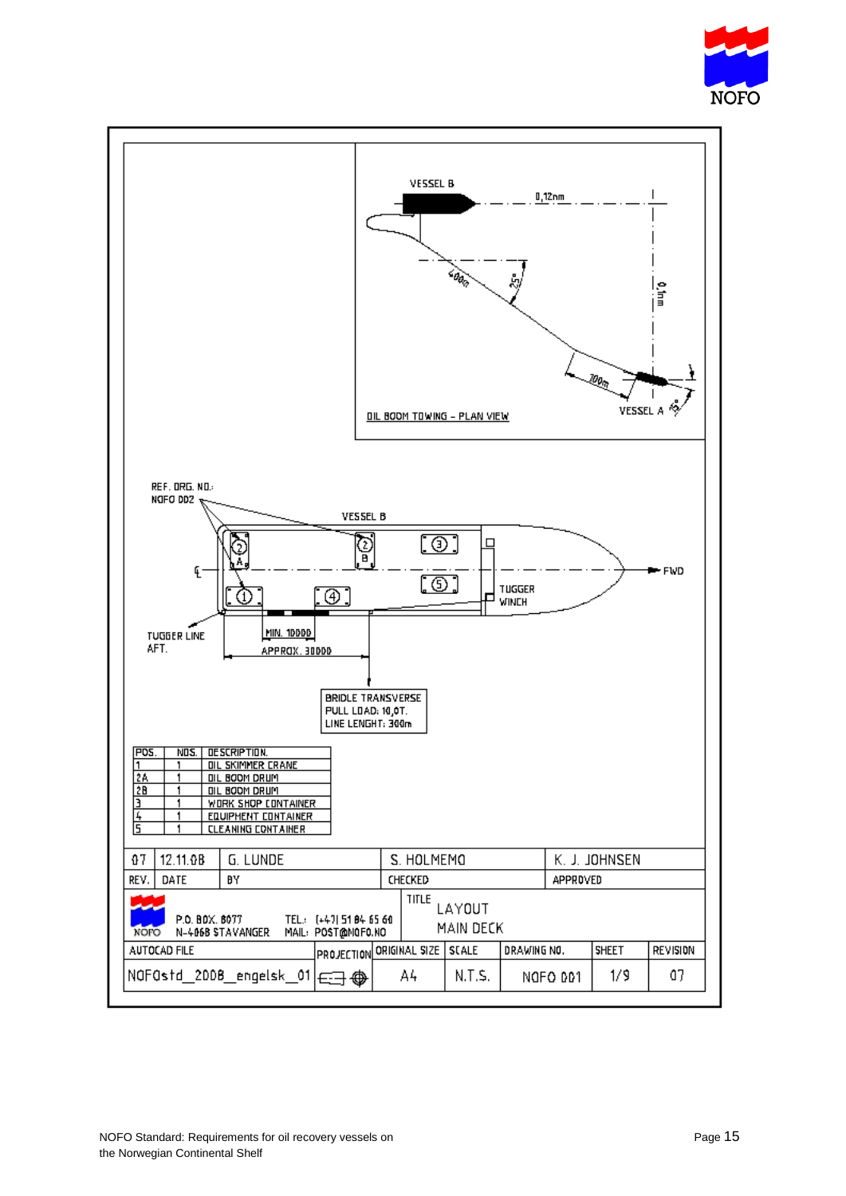VESSEL B

0,12nm

400m

25°

0,1nm

100m

VESSEL A

15°

OIL BOOM TOWING – PLAN VIEW

REF. DRG. NO.:
NOFO 002

VESSEL B

FWD

TUGGER WINCH

TUGGER LINE AFT.

MIN. 10000

APPROX. 30000

BRIDLE TRANSVERSE
PULL LOAD: 10,0T.
LINE LENGHT: 300m

| POS. | NOS. | DESCRIPTION. |
|---|---|---|
| 1 | 1 | OIL SKIMMER CRANE |
| 2A | 1 | OIL BOOM DRUM |
| 2B | 1 | OIL BOOM DRUM |
| 3 | 1 | WORK SHOP CONTAINER |
| 4 | 1 | EQUIPMENT CONTAINER |
| 5 | 1 | CLEANING CONTAINER |

| 07 | 12.11.08 | G. LUNDE | S. HOLMEMO | K. J. JOHNSEN |
|---|---|---|---|---|
| REV. | DATE | BY | CHECKED | APPROVED |

NOFO P.O. BOX. 8077 N-4068 STAVANGER TEL.: (+47) 51 84 65 60 MAIL: POST@NOFO.NO

TITLE LAYOUT MAIN DECK

| AUTOCAD FILE | PROJECTION | ORIGINAL SIZE | SCALE | DRAWING NO. | SHEET | REVISION |
|---|---|---|---|---|---|---|
| NOFOstd_2008_engelsk_01 | | A4 | N.T.S. | NOFO 001 | 1/9 | 07 |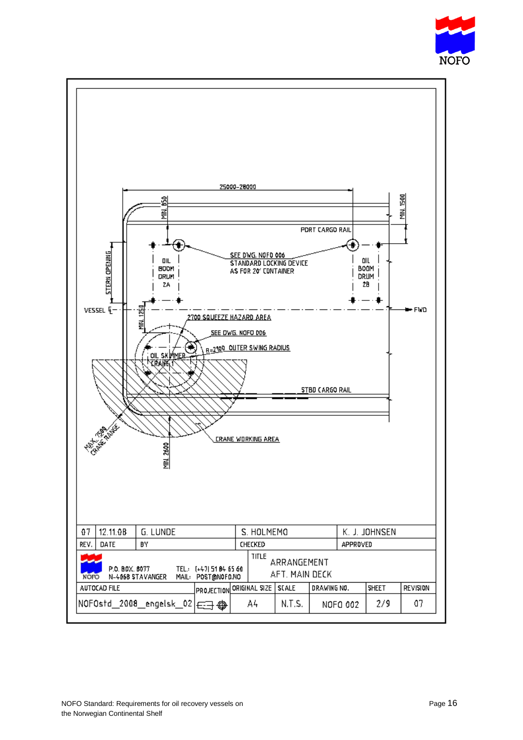25000–28000

MIN. 850

MIN. 1500

PORT CARGO RAIL

SEE DWG. NOFO 006
STANDARD LOCKING DEVICE
AS FOR 20' CONTAINER

STERN OPENING

OIL BOOM DRUM 2A

OIL BOOM DRUM 2B

VESSEL ℄

FWD

MIN. 1250

2700 SQUEEZE HAZARD AREA

SEE DWG. NOFO 006

R=2100 OUTER SWING RADIUS

OIL SKIMMER CRANE 1

STBD CARGO RAIL

MAX. 2500 CRANE RANGE

CRANE WORKING AREA

MIN. 2600

| 07 | 12.11.08 | G. LUNDE | S. HOLMEMO | K. J. JOHNSEN |
|---|---|---|---|---|
| REV. | DATE | BY | CHECKED | APPROVED |

NOFO P.O. BOX. 8077 N-4068 STAVANGER TEL.: (+47) 51 84 65 60 MAIL: POST@NOFO.NO

TITLE: ARRANGEMENT AFT. MAIN DECK

| AUTOCAD FILE | PROJECTION | ORIGINAL SIZE | SCALE | DRAWING NO. | SHEET | REVISION |
|---|---|---|---|---|---|---|
| NOFOstd_2008_engelsk_02 | | A4 | N.T.S. | NOFO 002 | 2/9 | 07 |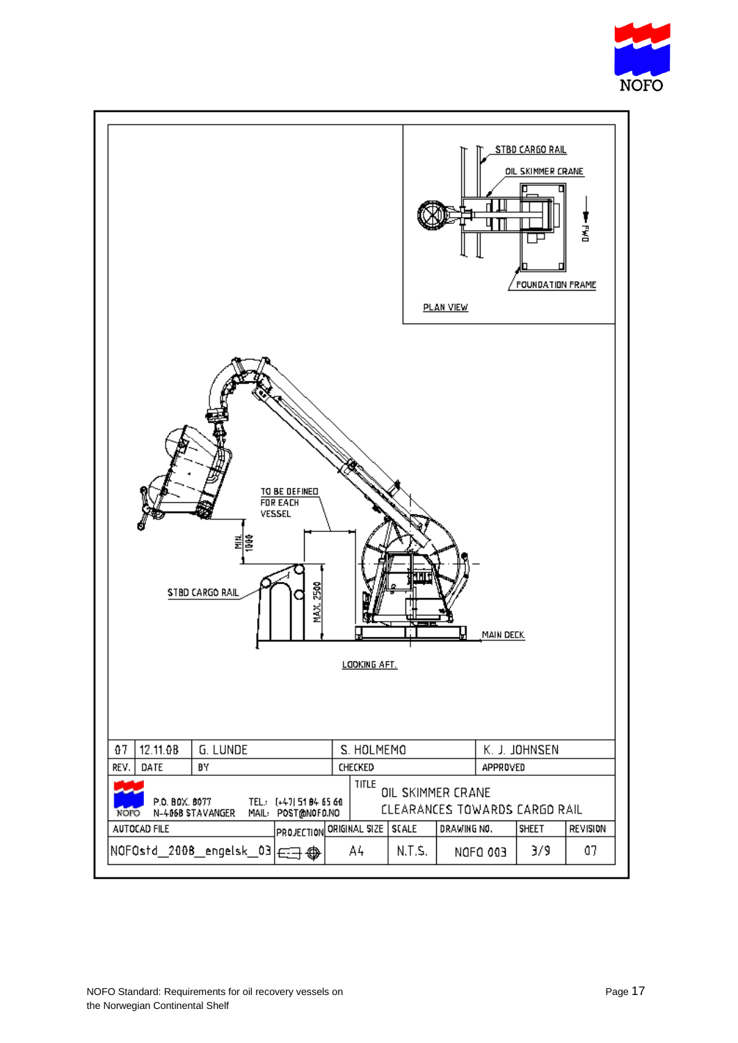STBD CARGO RAIL

OIL SKIMMER CRANE

FWD

FOUNDATION FRAME

PLAN VIEW

TO BE DEFINED FOR EACH VESSEL

MIN. 1000

MAX. 2500

STBD CARGO RAIL

MAIN DECK

LOOKING AFT.

| 07 | 12.11.08 | G. LUNDE | S. HOLMEMO | K. J. JOHNSEN |
|---|---|---|---|---|
| REV. | DATE | BY | CHECKED | APPROVED |

NOFO P.O. BOX. 8077 N-4068 STAVANGER TEL.: (+47) 51 84 65 60 MAIL: POST@NOFO.NO

TITLE OIL SKIMMER CRANE CLEARANCES TOWARDS CARGO RAIL

| AUTOCAD FILE | PROJECTION | ORIGINAL SIZE | SCALE | DRAWING NO. | SHEET | REVISION |
|---|---|---|---|---|---|---|
| NOFOstd_2008_engelsk_03 | | A4 | N.T.S. | NOFO 003 | 3/9 | 07 |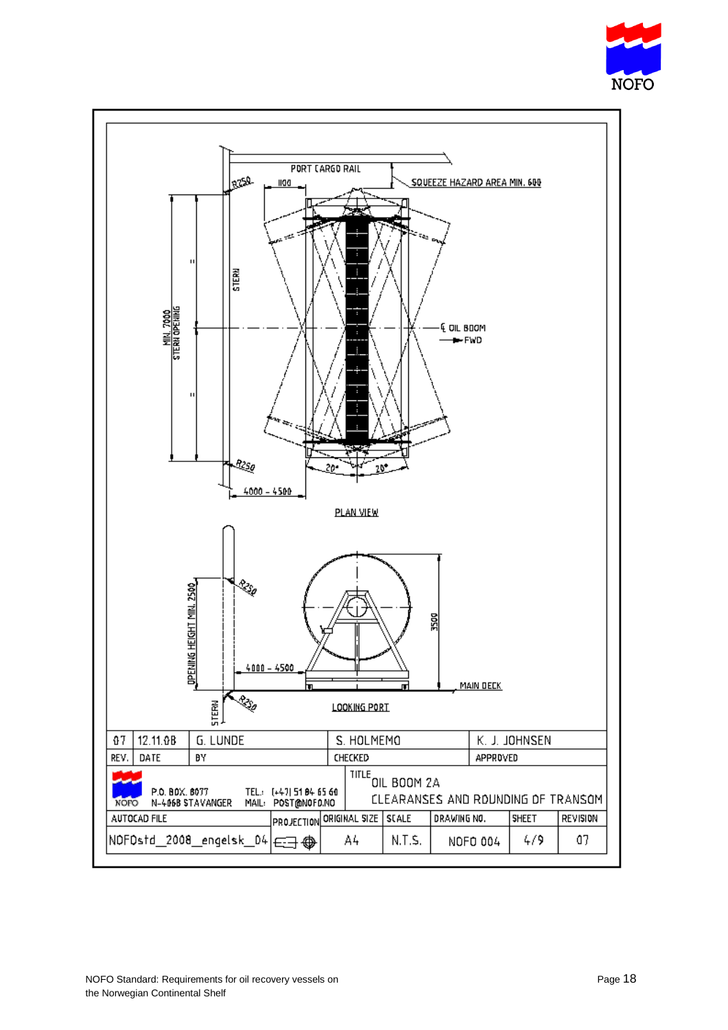PORT CARGO RAIL

R250

1100

SQUEEZE HAZARD AREA MIN. 600

MIN. 7000 STERN OPENING

STERN

℄ OIL BOOM

FWD

R250

20°

20°

4000 - 4500

PLAN VIEW

R250

OPENING HEIGHT MIN. 2500

3500

4000 - 4500

MAIN DECK

R250

STERN

LOOKING PORT

| 07 | 12.11.08 | G. LUNDE | S. HOLMEMO | K. J. JOHNSEN |
|---|---|---|---|---|
| REV. | DATE | BY | CHECKED | APPROVED |

NOFO P.O. BOX. 8077 N-4068 STAVANGER TEL.: (+47) 51 84 65 60 MAIL: POST@NOFO.NO

TITLE OIL BOOM 2A CLEARANSES AND ROUNDING OF TRANSOM

| AUTOCAD FILE | PROJECTION | ORIGINAL SIZE | SCALE | DRAWING NO. | SHEET | REVISION |
|---|---|---|---|---|---|---|
| NOFOstd_2008_engelsk_04 | | A4 | N.T.S. | NOFO 004 | 4/9 | 07 |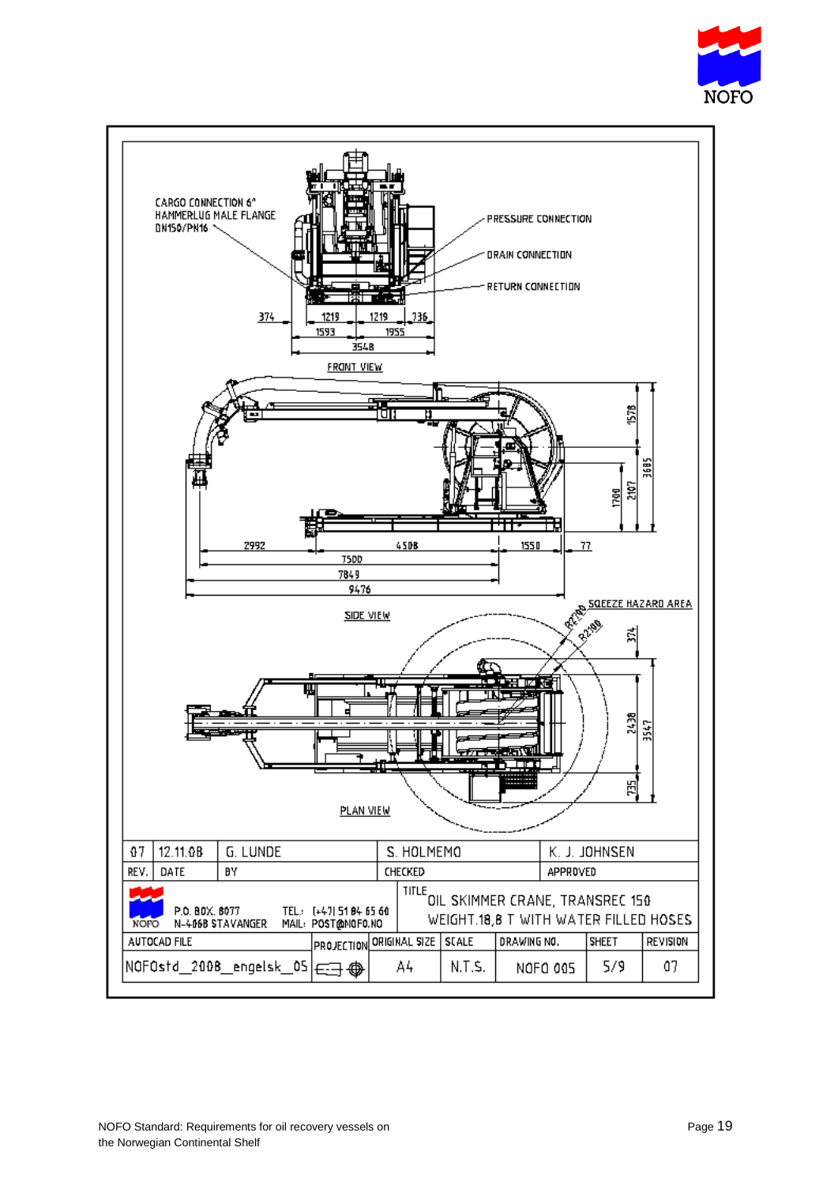CARGO CONNECTION 6" HAMMERLUG MALE FLANGE DN150/PN16

PRESSURE CONNECTION

DRAIN CONNECTION

RETURN CONNECTION

374 1219 1219 736

1593 1955

3548

FRONT VIEW

1578 3685 1780 2107

2992 4508 1550 77

7500

7849

9476

SIDE VIEW

SQEEZE HAZARD AREA

R2700 R2100

374

2438 3547

735

PLAN VIEW

| 07 | 12.11.08 | G. LUNDE | S. HOLMEMO | K. J. JOHNSEN |
|---|---|---|---|---|
| REV. | DATE | BY | CHECKED | APPROVED |

NOFO P.O. BOX. 8077 N-4068 STAVANGER TEL.: [+47] 51 84 65 60 MAIL: POST@NOFO.NO

TITLE OIL SKIMMER CRANE, TRANSREC 150 WEIGHT.18,8 T WITH WATER FILLED HOSES

| AUTOCAD FILE | PROJECTION | ORIGINAL SIZE | SCALE | DRAWING NO. | SHEET | REVISION |
|---|---|---|---|---|---|---|
| NOFOstd_2008_engelsk_05 | | A4 | N.T.S. | NOFO 005 | 5/9 | 07 |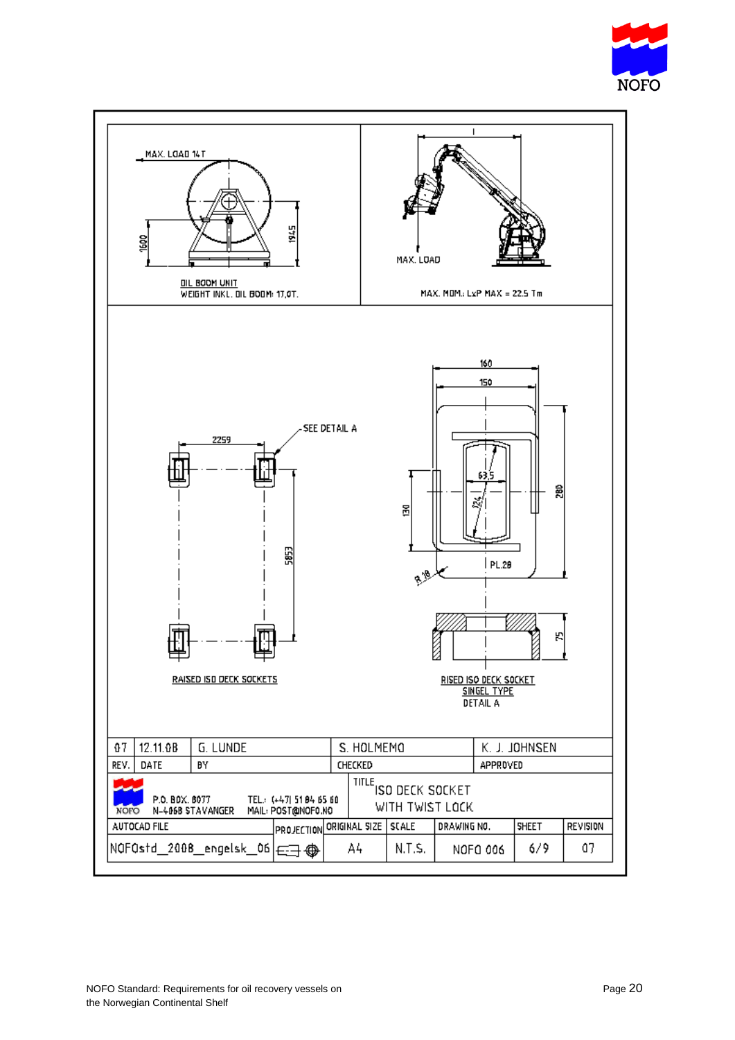MAX. LOAD 14 T

1600

1945

OIL BOOM UNIT
WEIGHT INKL. OIL BOOM: 17,0T.

l

MAX. LOAD

MAX. MOM.: LxP MAX = 22.5 Tm

SEE DETAIL A

2259

5853

RAISED ISO DECK SOCKETS

160

150

63.5

124

130

280

PL.20

R 10

75

RISED ISO DECK SOCKET
SINGEL TYPE
DETAIL A

| 07 | 12.11.08 | G. LUNDE | S. HOLMEMO | K. J. JOHNSEN |
|---|---|---|---|---|
| REV. | DATE | BY | CHECKED | APPROVED |

NOFO — P.O. BOX. 8077, N-4068 STAVANGER — TEL.: (+47) 51 84 65 60 — MAIL: POST@NOFO.NO

TITLE: ISO DECK SOCKET WITH TWIST LOCK

| AUTOCAD FILE | PROJECTION | ORIGINAL SIZE | SCALE | DRAWING NO. | SHEET | REVISION |
|---|---|---|---|---|---|---|
| NOFOstd_2008_engelsk_06 | | A4 | N.T.S. | NOFO 006 | 6/9 | 07 |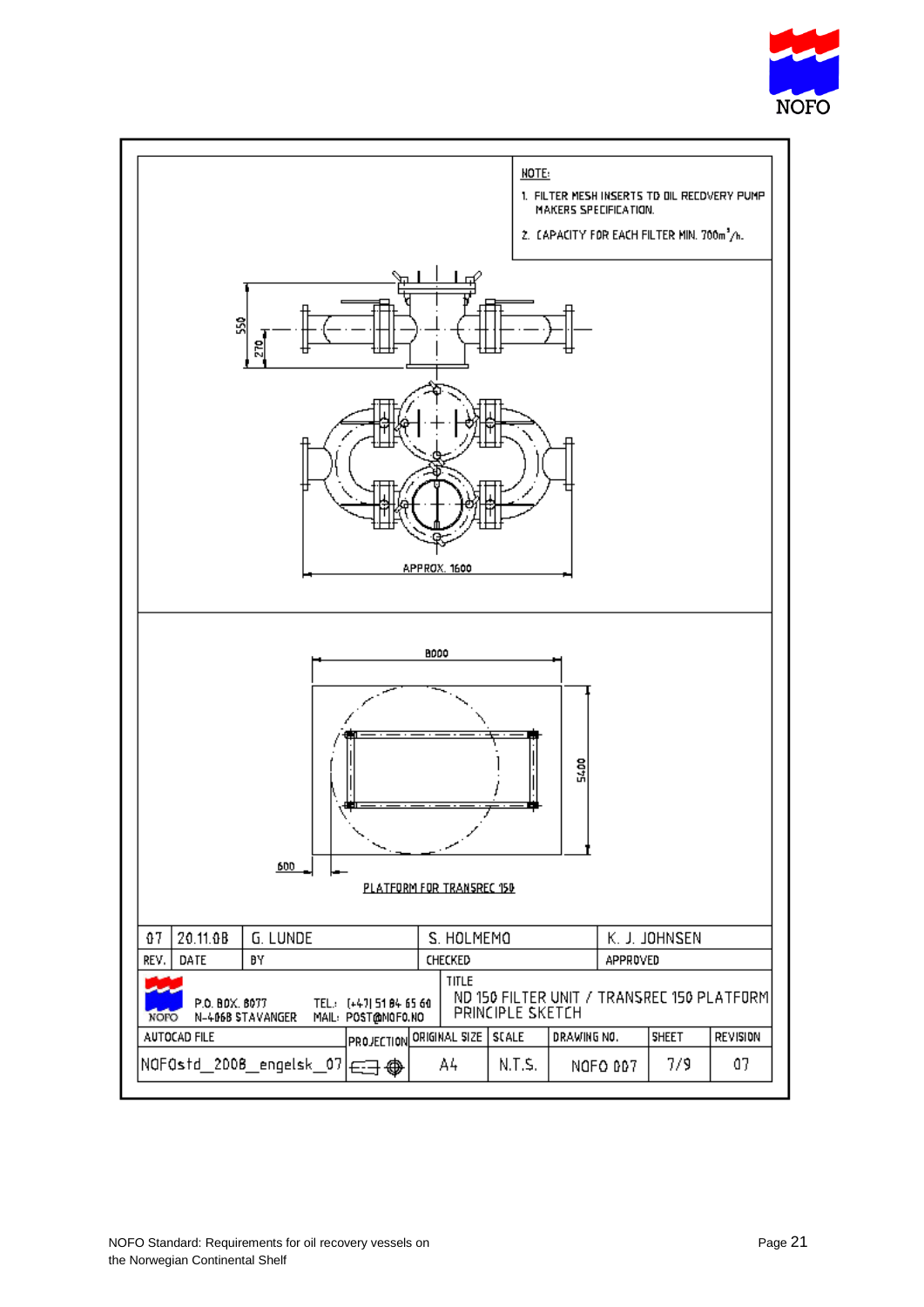NOTE:

1. FILTER MESH INSERTS TO OIL RECOVERY PUMP MAKERS SPECIFICATION.
2. CAPACITY FOR EACH FILTER MIN. 700m³/h.

550

270

APPROX. 1600

8000

5400

600

PLATFORM FOR TRANSREC 150

| 07 | 20.11.08 | G. LUNDE | S. HOLMEMO | K. J. JOHNSEN |
|---|---|---|---|---|
| REV. | DATE | BY | CHECKED | APPROVED |

P.O. BOX. 8077 N-4068 STAVANGER

TEL.: (+47) 51 84 65 60 MAIL: POST@NOFO.NO

TITLE: NO 150 FILTER UNIT / TRANSREC 150 PLATFORM PRINCIPLE SKETCH

| AUTOCAD FILE | PROJECTION | ORIGINAL SIZE | SCALE | DRAWING NO. | SHEET | REVISION |
|---|---|---|---|---|---|---|
| NOFOstd_2008_engelsk_07 | | A4 | N.T.S. | NOFO 007 | 7/9 | 07 |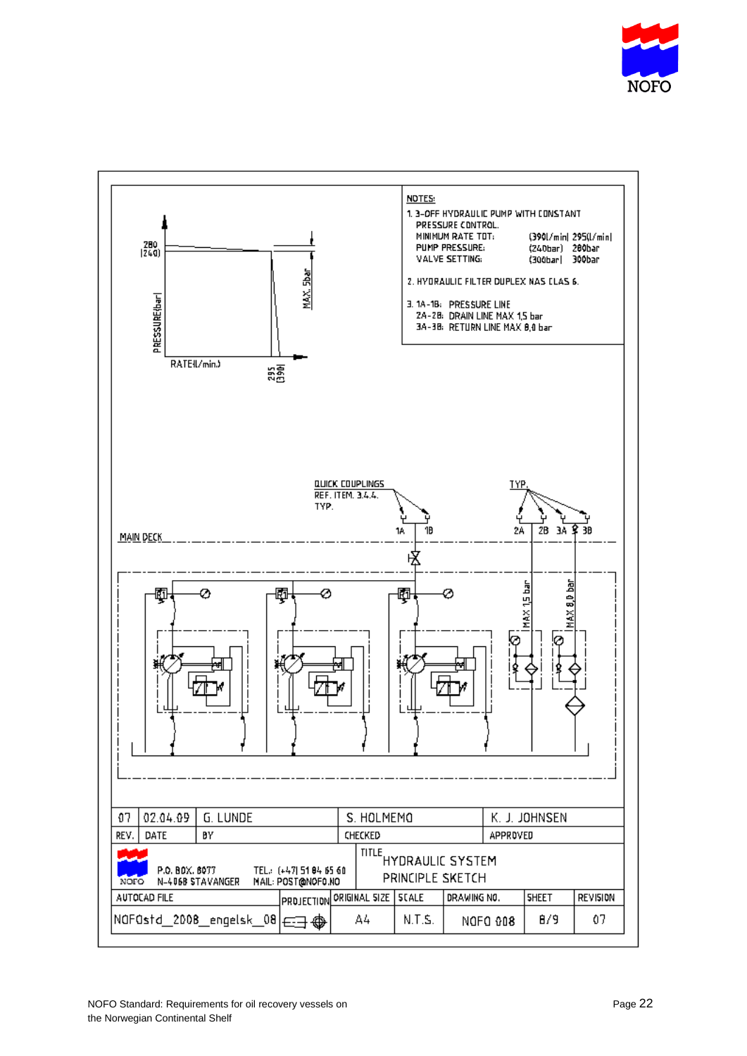NOTES:

1. 3-OFF HYDRAULIC PUMP WITH CONSTANT PRESSURE CONTROL.

| | | |
|---|---|---|
| MINIMUM RATE TOT: | (390l/min) | 295(l/min) |
| PUMP PRESSURE: | (240bar) | 280bar |
| VALVE SETTING: | (300bar) | 300bar |

2. HYDRAULIC FILTER DUPLEX NAS CLAS 6.

3. 1A-1B: PRESSURE LINE
   2A-2B: DRAIN LINE MAX 1,5 bar
   3A-3B: RETURN LINE MAX 8,0 bar

280 (240)

PRESSURE(bar)

RATE(l/min.)

295 (390)

MAX. 5bar

QUICK COUPLINGS
REF. ITEM. 3.4.4.
TYP.

TYP.

MAIN DECK

1A 1B 2A 2B 3A 3B

MAX 1,5 bar

MAX 8,0 bar

| 07 | 02.04.09 | G. LUNDE | S. HOLMEMO | K. J. JOHNSEN |
|---|---|---|---|---|
| REV. | DATE | BY | CHECKED | APPROVED |

NOFO P.O. BOX. 8077 N-4068 STAVANGER TEL.: (+47) 51 84 65 60 MAIL: POST@NOFO.NO

TITLE HYDRAULIC SYSTEM PRINCIPLE SKETCH

| AUTOCAD FILE | PROJECTION | ORIGINAL SIZE | SCALE | DRAWING NO. | SHEET | REVISION |
|---|---|---|---|---|---|---|
| NOFOstd_2008_engelsk_08 | | A4 | N.T.S. | NOFO 008 | 8/9 | 07 |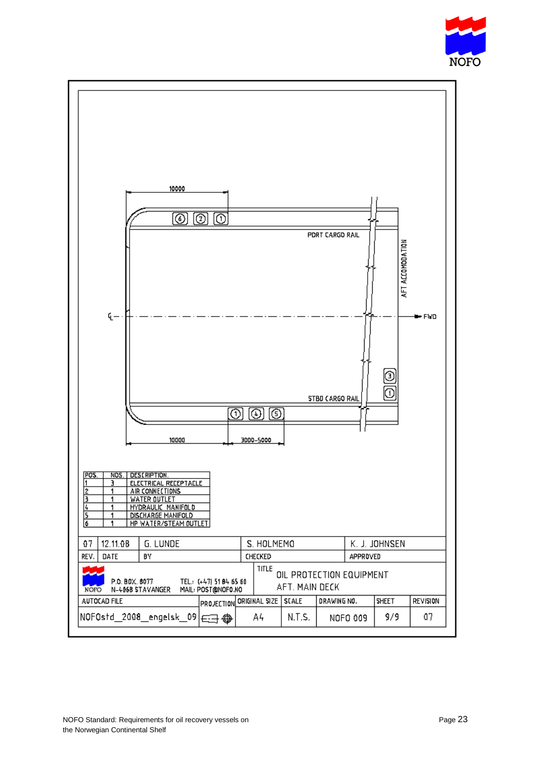10000

PORT CARGO RAIL

AFT ACCOMODATION

℄

FWD

STBD CARGO RAIL

10000

3000–5000

| POS. | NOS. | DESCRIPTION. |
| --- | --- | --- |
| 1 | 3 | ELECTRICAL RECEPTACLE |
| 2 | 1 | AIR CONNECTIONS |
| 3 | 1 | WATER OUTLET |
| 4 | 1 | HYDRAULIC MANIFOLD |
| 5 | 1 | DISCHARGE MANIFOLD |
| 6 | 1 | HP WATER/STEAM OUTLET |

| | | | | |
| --- | --- | --- | --- | --- |
| 07 | 12.11.08 | G. LUNDE | S. HOLMEMO | K. J. JOHNSEN |
| REV. | DATE | BY | CHECKED | APPROVED |

NOFO P.O. BOX. 8077 N-4068 STAVANGER TEL.: (+47) 51 84 65 60 MAIL: POST@NOFO.NO

TITLE OIL PROTECTION EQUIPMENT AFT. MAIN DECK

| AUTOCAD FILE | PROJECTION | ORIGINAL SIZE | SCALE | DRAWING NO. | SHEET | REVISION |
| --- | --- | --- | --- | --- | --- | --- |
| NOFOstd_2008_engelsk_09 | | A4 | N.T.S. | NOFO 009 | 9/9 | 07 |